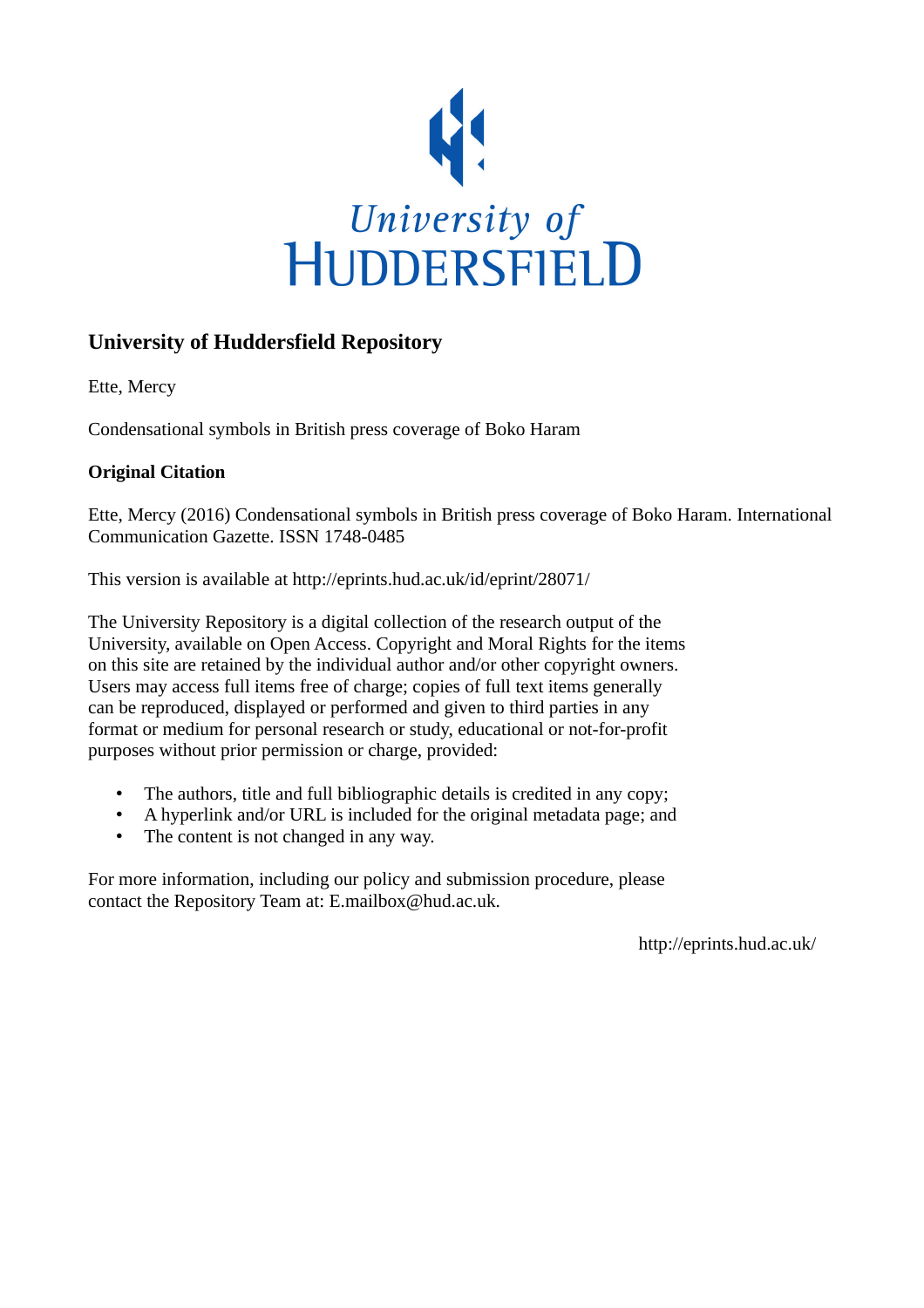University of
HUDDERSFIELD

## University of Huddersfield Repository

Ette, Mercy

Condensational symbols in British press coverage of Boko Haram

### Original Citation

Ette, Mercy (2016) Condensational symbols in British press coverage of Boko Haram. International Communication Gazette. ISSN 1748-0485

This version is available at http://eprints.hud.ac.uk/id/eprint/28071/

The University Repository is a digital collection of the research output of the University, available on Open Access. Copyright and Moral Rights for the items on this site are retained by the individual author and/or other copyright owners. Users may access full items free of charge; copies of full text items generally can be reproduced, displayed or performed and given to third parties in any format or medium for personal research or study, educational or not-for-profit purposes without prior permission or charge, provided:

- The authors, title and full bibliographic details is credited in any copy;
- A hyperlink and/or URL is included for the original metadata page; and
- The content is not changed in any way.

For more information, including our policy and submission procedure, please contact the Repository Team at: E.mailbox@hud.ac.uk.

http://eprints.hud.ac.uk/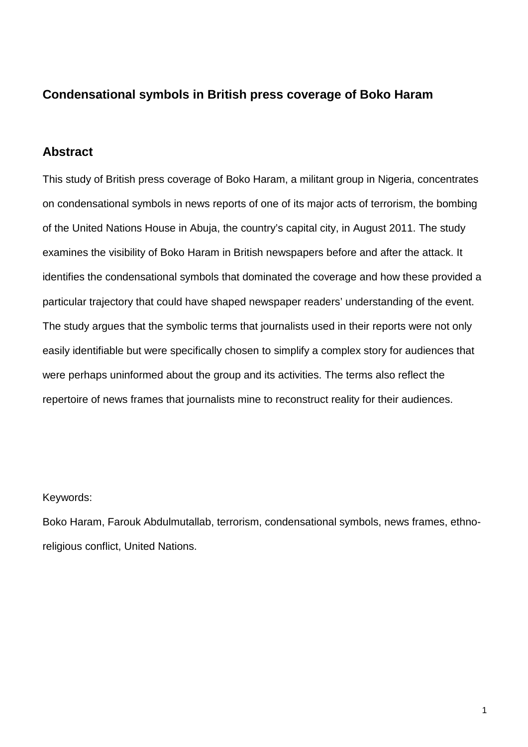## Condensational symbols in British press coverage of Boko Haram

## Abstract

This study of British press coverage of Boko Haram, a militant group in Nigeria, concentrates on condensational symbols in news reports of one of its major acts of terrorism, the bombing of the United Nations House in Abuja, the country's capital city, in August 2011. The study examines the visibility of Boko Haram in British newspapers before and after the attack. It identifies the condensational symbols that dominated the coverage and how these provided a particular trajectory that could have shaped newspaper readers' understanding of the event. The study argues that the symbolic terms that journalists used in their reports were not only easily identifiable but were specifically chosen to simplify a complex story for audiences that were perhaps uninformed about the group and its activities. The terms also reflect the repertoire of news frames that journalists mine to reconstruct reality for their audiences.

Keywords:

Boko Haram, Farouk Abdulmutallab, terrorism, condensational symbols, news frames, ethno-religious conflict, United Nations.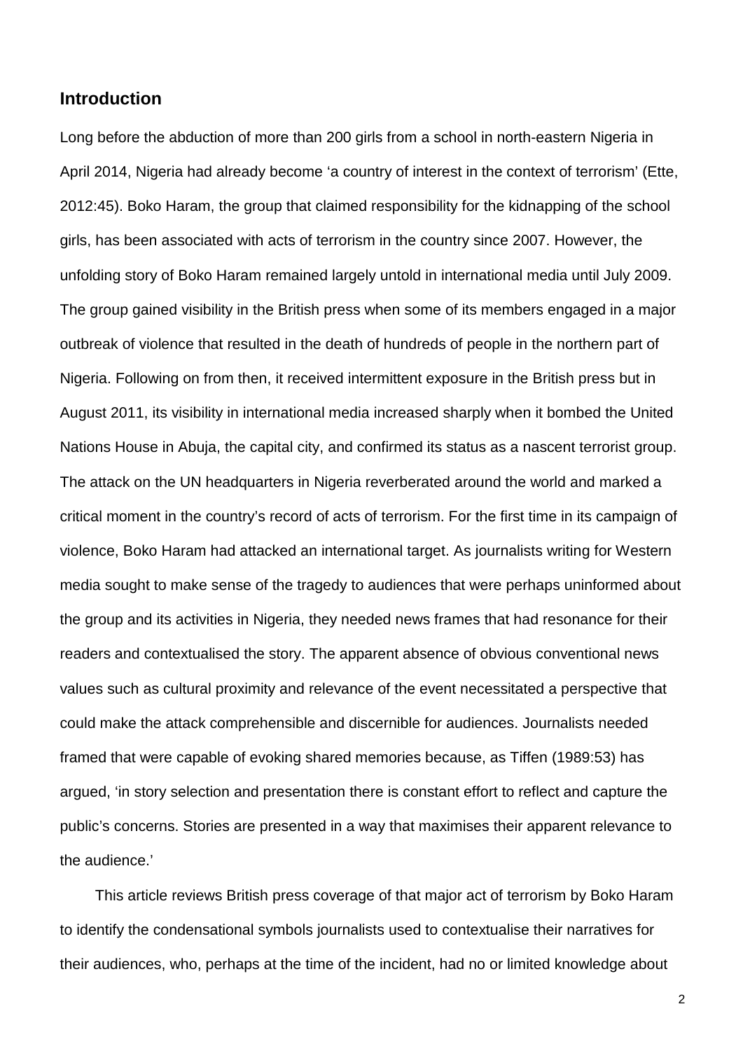## Introduction

Long before the abduction of more than 200 girls from a school in north-eastern Nigeria in April 2014, Nigeria had already become 'a country of interest in the context of terrorism' (Ette, 2012:45). Boko Haram, the group that claimed responsibility for the kidnapping of the school girls, has been associated with acts of terrorism in the country since 2007. However, the unfolding story of Boko Haram remained largely untold in international media until July 2009. The group gained visibility in the British press when some of its members engaged in a major outbreak of violence that resulted in the death of hundreds of people in the northern part of Nigeria. Following on from then, it received intermittent exposure in the British press but in August 2011, its visibility in international media increased sharply when it bombed the United Nations House in Abuja, the capital city, and confirmed its status as a nascent terrorist group. The attack on the UN headquarters in Nigeria reverberated around the world and marked a critical moment in the country's record of acts of terrorism. For the first time in its campaign of violence, Boko Haram had attacked an international target. As journalists writing for Western media sought to make sense of the tragedy to audiences that were perhaps uninformed about the group and its activities in Nigeria, they needed news frames that had resonance for their readers and contextualised the story. The apparent absence of obvious conventional news values such as cultural proximity and relevance of the event necessitated a perspective that could make the attack comprehensible and discernible for audiences. Journalists needed framed that were capable of evoking shared memories because, as Tiffen (1989:53) has argued, 'in story selection and presentation there is constant effort to reflect and capture the public's concerns. Stories are presented in a way that maximises their apparent relevance to the audience.'

This article reviews British press coverage of that major act of terrorism by Boko Haram to identify the condensational symbols journalists used to contextualise their narratives for their audiences, who, perhaps at the time of the incident, had no or limited knowledge about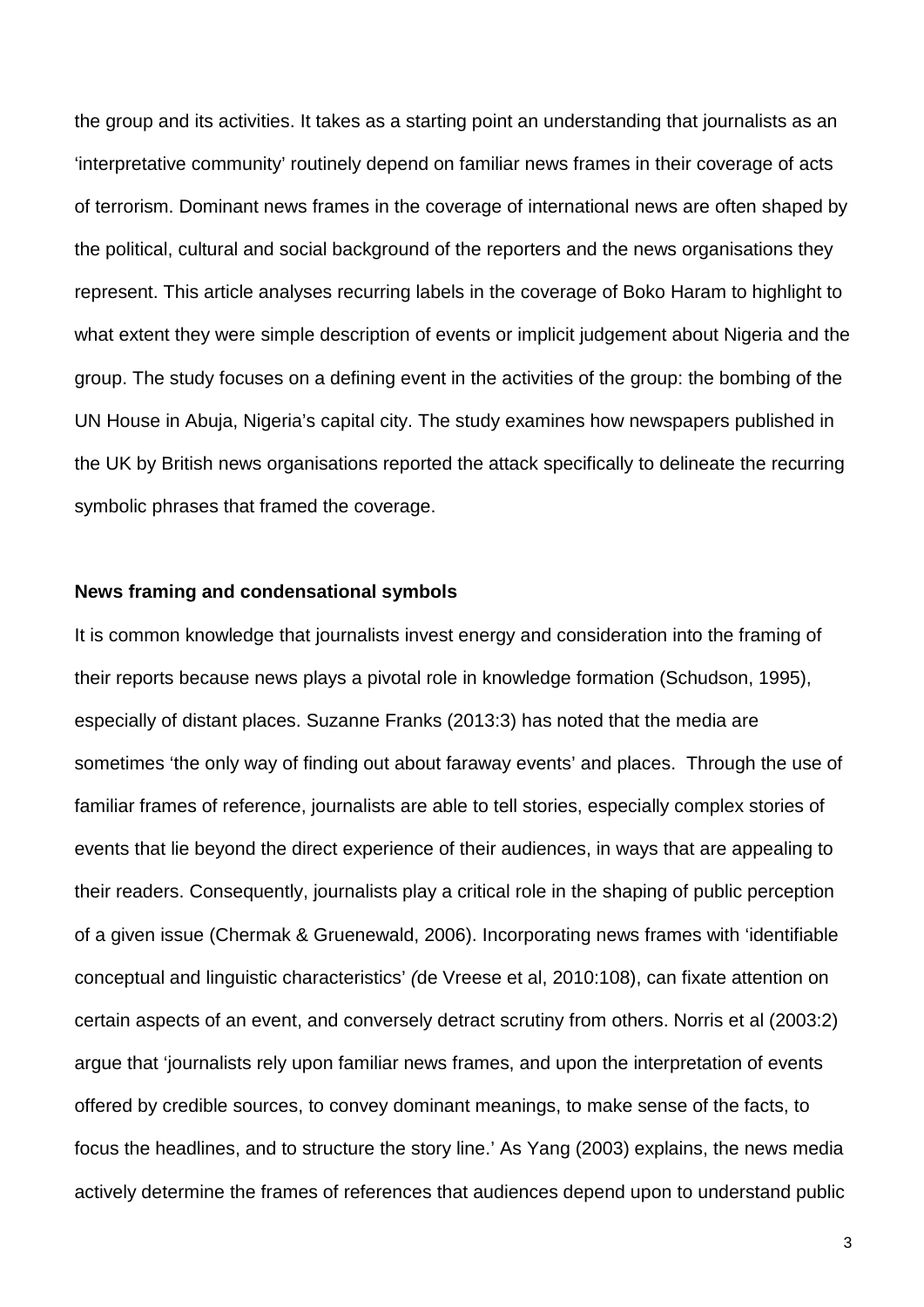the group and its activities. It takes as a starting point an understanding that journalists as an 'interpretative community' routinely depend on familiar news frames in their coverage of acts of terrorism. Dominant news frames in the coverage of international news are often shaped by the political, cultural and social background of the reporters and the news organisations they represent. This article analyses recurring labels in the coverage of Boko Haram to highlight to what extent they were simple description of events or implicit judgement about Nigeria and the group. The study focuses on a defining event in the activities of the group: the bombing of the UN House in Abuja, Nigeria's capital city. The study examines how newspapers published in the UK by British news organisations reported the attack specifically to delineate the recurring symbolic phrases that framed the coverage.

**News framing and condensational symbols**

It is common knowledge that journalists invest energy and consideration into the framing of their reports because news plays a pivotal role in knowledge formation (Schudson, 1995), especially of distant places. Suzanne Franks (2013:3) has noted that the media are sometimes 'the only way of finding out about faraway events' and places. Through the use of familiar frames of reference, journalists are able to tell stories, especially complex stories of events that lie beyond the direct experience of their audiences, in ways that are appealing to their readers. Consequently, journalists play a critical role in the shaping of public perception of a given issue (Chermak & Gruenewald, 2006). Incorporating news frames with 'identifiable conceptual and linguistic characteristics' *(*de Vreese et al, 2010:108), can fixate attention on certain aspects of an event, and conversely detract scrutiny from others. Norris et al (2003:2) argue that 'journalists rely upon familiar news frames, and upon the interpretation of events offered by credible sources, to convey dominant meanings, to make sense of the facts, to focus the headlines, and to structure the story line.' As Yang (2003) explains, the news media actively determine the frames of references that audiences depend upon to understand public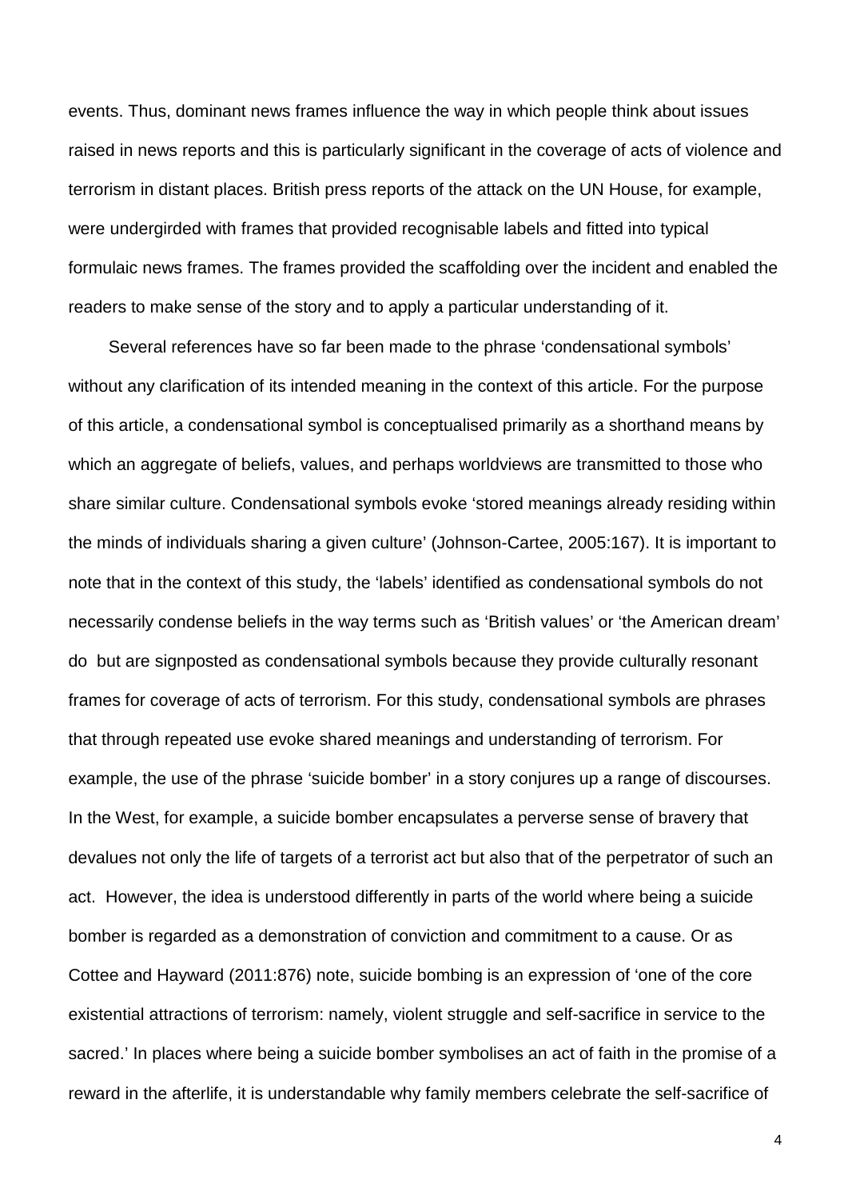events. Thus, dominant news frames influence the way in which people think about issues raised in news reports and this is particularly significant in the coverage of acts of violence and terrorism in distant places. British press reports of the attack on the UN House, for example, were undergirded with frames that provided recognisable labels and fitted into typical formulaic news frames. The frames provided the scaffolding over the incident and enabled the readers to make sense of the story and to apply a particular understanding of it.

Several references have so far been made to the phrase 'condensational symbols' without any clarification of its intended meaning in the context of this article. For the purpose of this article, a condensational symbol is conceptualised primarily as a shorthand means by which an aggregate of beliefs, values, and perhaps worldviews are transmitted to those who share similar culture. Condensational symbols evoke 'stored meanings already residing within the minds of individuals sharing a given culture' (Johnson-Cartee, 2005:167). It is important to note that in the context of this study, the 'labels' identified as condensational symbols do not necessarily condense beliefs in the way terms such as 'British values' or 'the American dream' do but are signposted as condensational symbols because they provide culturally resonant frames for coverage of acts of terrorism. For this study, condensational symbols are phrases that through repeated use evoke shared meanings and understanding of terrorism. For example, the use of the phrase 'suicide bomber' in a story conjures up a range of discourses. In the West, for example, a suicide bomber encapsulates a perverse sense of bravery that devalues not only the life of targets of a terrorist act but also that of the perpetrator of such an act. However, the idea is understood differently in parts of the world where being a suicide bomber is regarded as a demonstration of conviction and commitment to a cause. Or as Cottee and Hayward (2011:876) note, suicide bombing is an expression of 'one of the core existential attractions of terrorism: namely, violent struggle and self-sacrifice in service to the sacred.' In places where being a suicide bomber symbolises an act of faith in the promise of a reward in the afterlife, it is understandable why family members celebrate the self-sacrifice of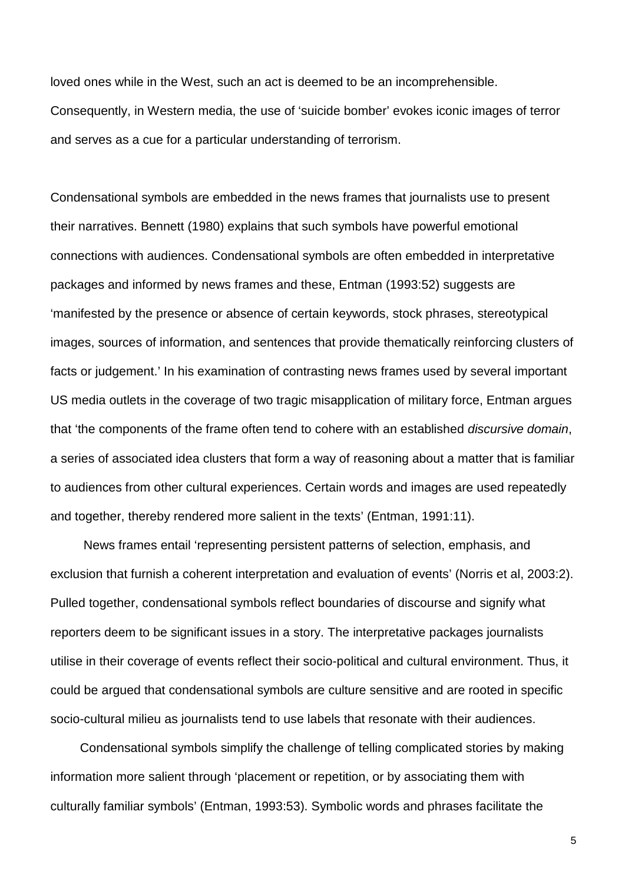loved ones while in the West, such an act is deemed to be an incomprehensible. Consequently, in Western media, the use of 'suicide bomber' evokes iconic images of terror and serves as a cue for a particular understanding of terrorism.

Condensational symbols are embedded in the news frames that journalists use to present their narratives. Bennett (1980) explains that such symbols have powerful emotional connections with audiences. Condensational symbols are often embedded in interpretative packages and informed by news frames and these, Entman (1993:52) suggests are 'manifested by the presence or absence of certain keywords, stock phrases, stereotypical images, sources of information, and sentences that provide thematically reinforcing clusters of facts or judgement.' In his examination of contrasting news frames used by several important US media outlets in the coverage of two tragic misapplication of military force, Entman argues that 'the components of the frame often tend to cohere with an established *discursive domain*, a series of associated idea clusters that form a way of reasoning about a matter that is familiar to audiences from other cultural experiences. Certain words and images are used repeatedly and together, thereby rendered more salient in the texts' (Entman, 1991:11).

News frames entail 'representing persistent patterns of selection, emphasis, and exclusion that furnish a coherent interpretation and evaluation of events' (Norris et al, 2003:2). Pulled together, condensational symbols reflect boundaries of discourse and signify what reporters deem to be significant issues in a story. The interpretative packages journalists utilise in their coverage of events reflect their socio-political and cultural environment. Thus, it could be argued that condensational symbols are culture sensitive and are rooted in specific socio-cultural milieu as journalists tend to use labels that resonate with their audiences.

Condensational symbols simplify the challenge of telling complicated stories by making information more salient through 'placement or repetition, or by associating them with culturally familiar symbols' (Entman, 1993:53). Symbolic words and phrases facilitate the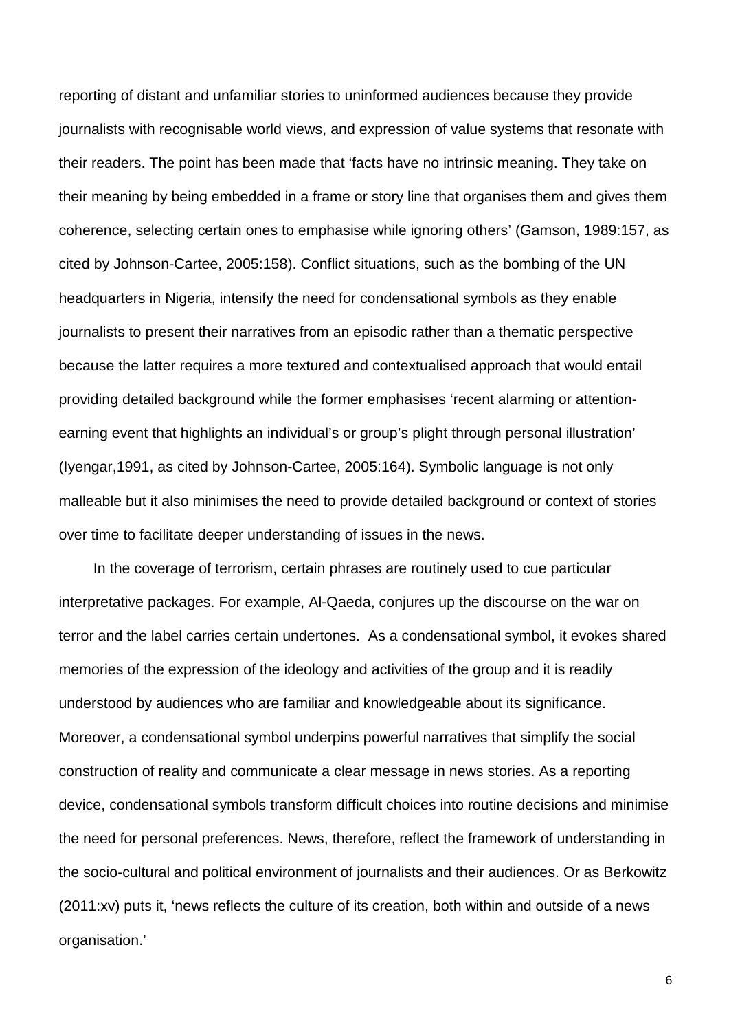reporting of distant and unfamiliar stories to uninformed audiences because they provide journalists with recognisable world views, and expression of value systems that resonate with their readers. The point has been made that 'facts have no intrinsic meaning. They take on their meaning by being embedded in a frame or story line that organises them and gives them coherence, selecting certain ones to emphasise while ignoring others' (Gamson, 1989:157, as cited by Johnson-Cartee, 2005:158). Conflict situations, such as the bombing of the UN headquarters in Nigeria, intensify the need for condensational symbols as they enable journalists to present their narratives from an episodic rather than a thematic perspective because the latter requires a more textured and contextualised approach that would entail providing detailed background while the former emphasises 'recent alarming or attention-earning event that highlights an individual's or group's plight through personal illustration' (Iyengar,1991, as cited by Johnson-Cartee, 2005:164). Symbolic language is not only malleable but it also minimises the need to provide detailed background or context of stories over time to facilitate deeper understanding of issues in the news.

In the coverage of terrorism, certain phrases are routinely used to cue particular interpretative packages. For example, Al-Qaeda, conjures up the discourse on the war on terror and the label carries certain undertones. As a condensational symbol, it evokes shared memories of the expression of the ideology and activities of the group and it is readily understood by audiences who are familiar and knowledgeable about its significance. Moreover, a condensational symbol underpins powerful narratives that simplify the social construction of reality and communicate a clear message in news stories. As a reporting device, condensational symbols transform difficult choices into routine decisions and minimise the need for personal preferences. News, therefore, reflect the framework of understanding in the socio-cultural and political environment of journalists and their audiences. Or as Berkowitz (2011:xv) puts it, 'news reflects the culture of its creation, both within and outside of a news organisation.'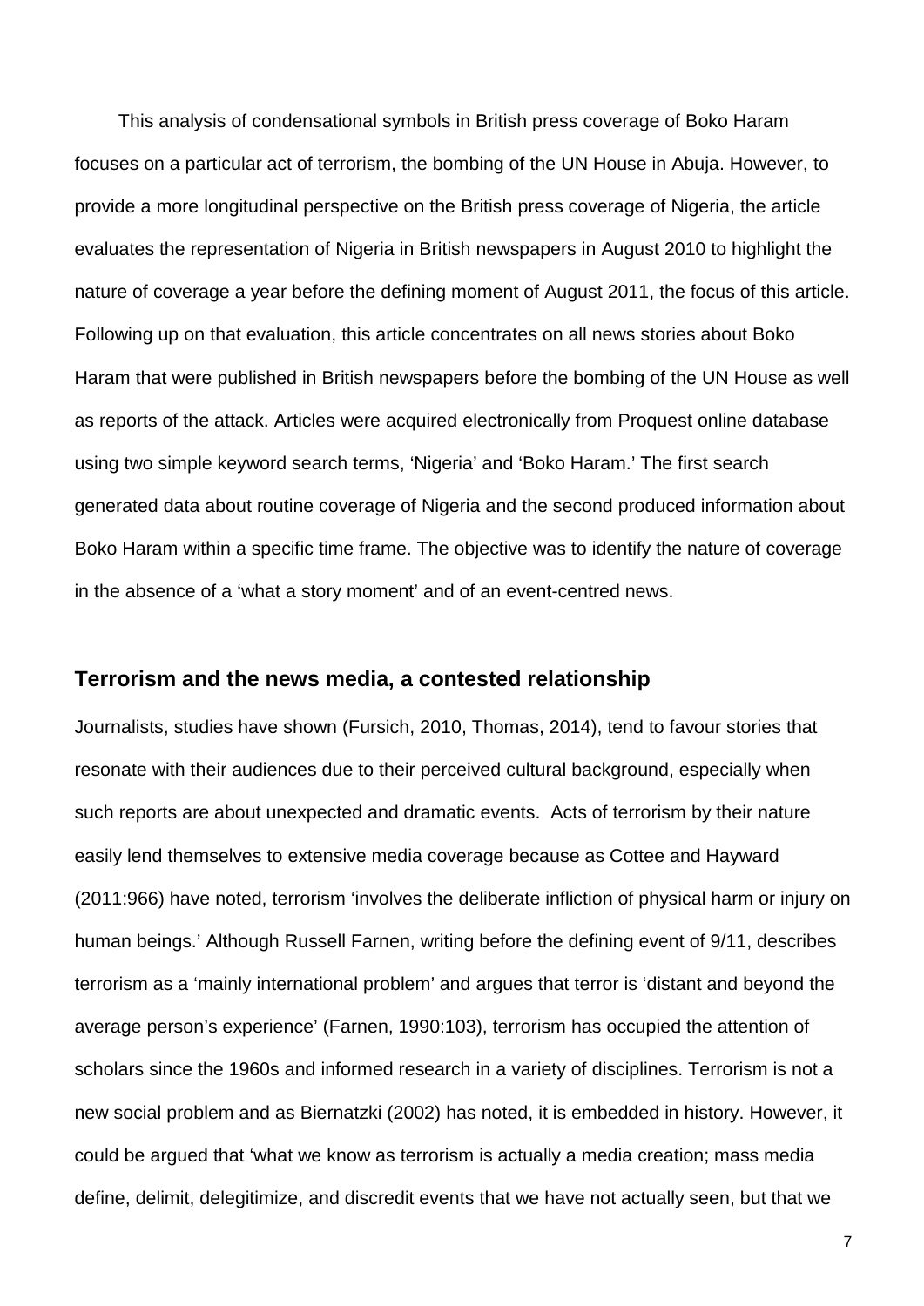This analysis of condensational symbols in British press coverage of Boko Haram focuses on a particular act of terrorism, the bombing of the UN House in Abuja. However, to provide a more longitudinal perspective on the British press coverage of Nigeria, the article evaluates the representation of Nigeria in British newspapers in August 2010 to highlight the nature of coverage a year before the defining moment of August 2011, the focus of this article. Following up on that evaluation, this article concentrates on all news stories about Boko Haram that were published in British newspapers before the bombing of the UN House as well as reports of the attack. Articles were acquired electronically from Proquest online database using two simple keyword search terms, 'Nigeria' and 'Boko Haram.' The first search generated data about routine coverage of Nigeria and the second produced information about Boko Haram within a specific time frame. The objective was to identify the nature of coverage in the absence of a 'what a story moment' and of an event-centred news.

## Terrorism and the news media, a contested relationship

Journalists, studies have shown (Fursich, 2010, Thomas, 2014), tend to favour stories that resonate with their audiences due to their perceived cultural background, especially when such reports are about unexpected and dramatic events. Acts of terrorism by their nature easily lend themselves to extensive media coverage because as Cottee and Hayward (2011:966) have noted, terrorism 'involves the deliberate infliction of physical harm or injury on human beings.' Although Russell Farnen, writing before the defining event of 9/11, describes terrorism as a 'mainly international problem' and argues that terror is 'distant and beyond the average person's experience' (Farnen, 1990:103), terrorism has occupied the attention of scholars since the 1960s and informed research in a variety of disciplines. Terrorism is not a new social problem and as Biernatzki (2002) has noted, it is embedded in history. However, it could be argued that 'what we know as terrorism is actually a media creation; mass media define, delimit, delegitimize, and discredit events that we have not actually seen, but that we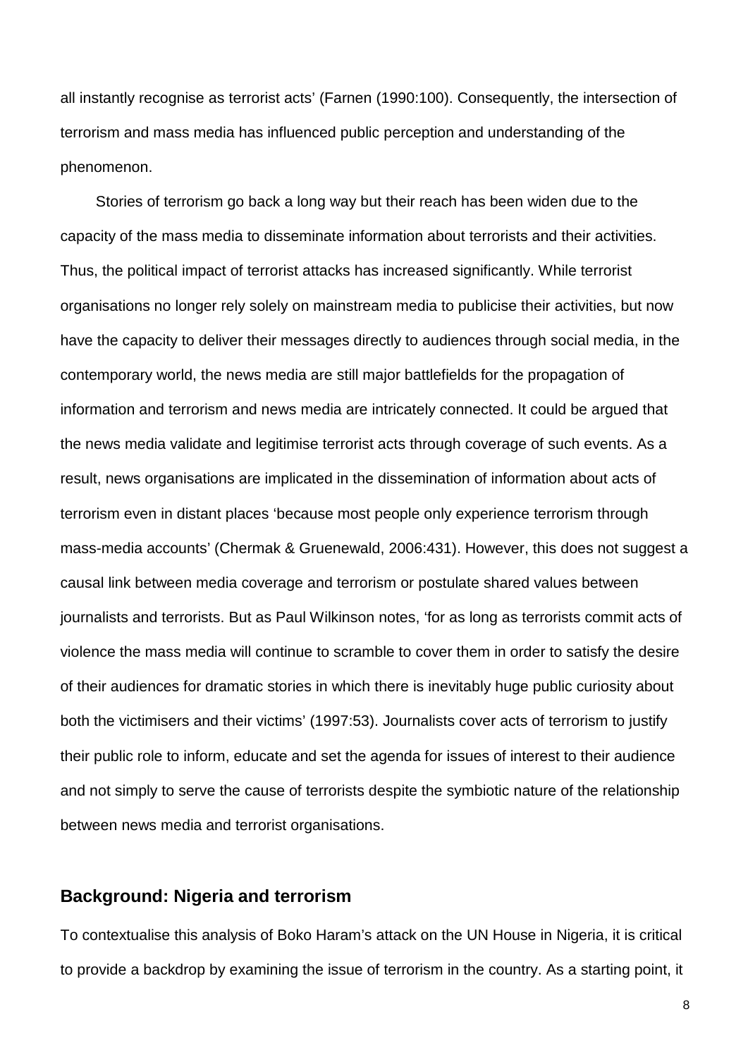all instantly recognise as terrorist acts' (Farnen (1990:100). Consequently, the intersection of terrorism and mass media has influenced public perception and understanding of the phenomenon.

Stories of terrorism go back a long way but their reach has been widen due to the capacity of the mass media to disseminate information about terrorists and their activities. Thus, the political impact of terrorist attacks has increased significantly. While terrorist organisations no longer rely solely on mainstream media to publicise their activities, but now have the capacity to deliver their messages directly to audiences through social media, in the contemporary world, the news media are still major battlefields for the propagation of information and terrorism and news media are intricately connected. It could be argued that the news media validate and legitimise terrorist acts through coverage of such events. As a result, news organisations are implicated in the dissemination of information about acts of terrorism even in distant places 'because most people only experience terrorism through mass-media accounts' (Chermak & Gruenewald, 2006:431). However, this does not suggest a causal link between media coverage and terrorism or postulate shared values between journalists and terrorists. But as Paul Wilkinson notes, 'for as long as terrorists commit acts of violence the mass media will continue to scramble to cover them in order to satisfy the desire of their audiences for dramatic stories in which there is inevitably huge public curiosity about both the victimisers and their victims' (1997:53). Journalists cover acts of terrorism to justify their public role to inform, educate and set the agenda for issues of interest to their audience and not simply to serve the cause of terrorists despite the symbiotic nature of the relationship between news media and terrorist organisations.

## Background: Nigeria and terrorism

To contextualise this analysis of Boko Haram's attack on the UN House in Nigeria, it is critical to provide a backdrop by examining the issue of terrorism in the country. As a starting point, it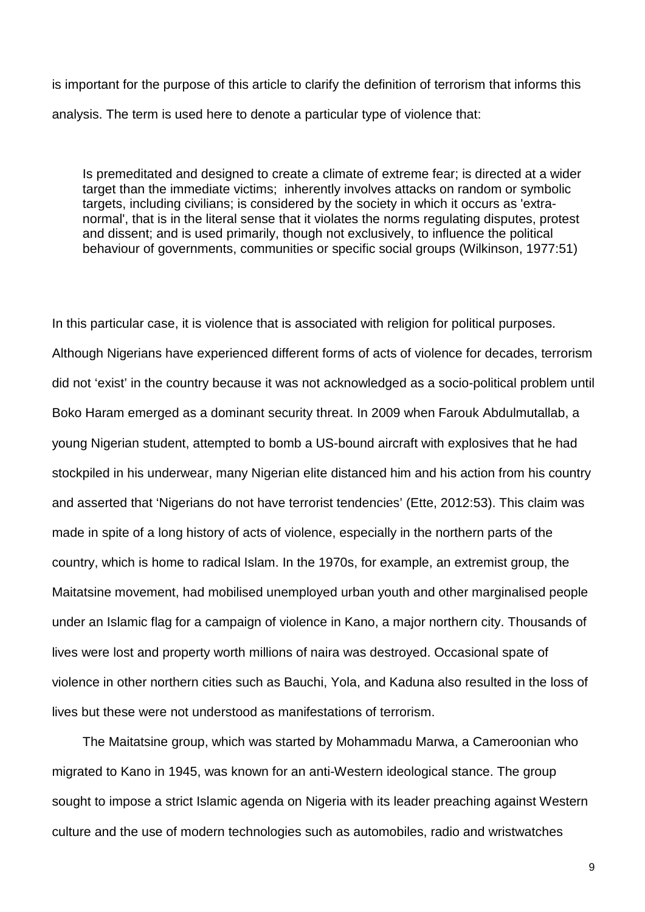is important for the purpose of this article to clarify the definition of terrorism that informs this analysis. The term is used here to denote a particular type of violence that:

> Is premeditated and designed to create a climate of extreme fear; is directed at a wider target than the immediate victims; inherently involves attacks on random or symbolic targets, including civilians; is considered by the society in which it occurs as 'extra-normal', that is in the literal sense that it violates the norms regulating disputes, protest and dissent; and is used primarily, though not exclusively, to influence the political behaviour of governments, communities or specific social groups (Wilkinson, 1977:51)

In this particular case, it is violence that is associated with religion for political purposes. Although Nigerians have experienced different forms of acts of violence for decades, terrorism did not 'exist' in the country because it was not acknowledged as a socio-political problem until Boko Haram emerged as a dominant security threat. In 2009 when Farouk Abdulmutallab, a young Nigerian student, attempted to bomb a US-bound aircraft with explosives that he had stockpiled in his underwear, many Nigerian elite distanced him and his action from his country and asserted that 'Nigerians do not have terrorist tendencies' (Ette, 2012:53). This claim was made in spite of a long history of acts of violence, especially in the northern parts of the country, which is home to radical Islam. In the 1970s, for example, an extremist group, the Maitatsine movement, had mobilised unemployed urban youth and other marginalised people under an Islamic flag for a campaign of violence in Kano, a major northern city. Thousands of lives were lost and property worth millions of naira was destroyed. Occasional spate of violence in other northern cities such as Bauchi, Yola, and Kaduna also resulted in the loss of lives but these were not understood as manifestations of terrorism.

The Maitatsine group, which was started by Mohammadu Marwa, a Cameroonian who migrated to Kano in 1945, was known for an anti-Western ideological stance. The group sought to impose a strict Islamic agenda on Nigeria with its leader preaching against Western culture and the use of modern technologies such as automobiles, radio and wristwatches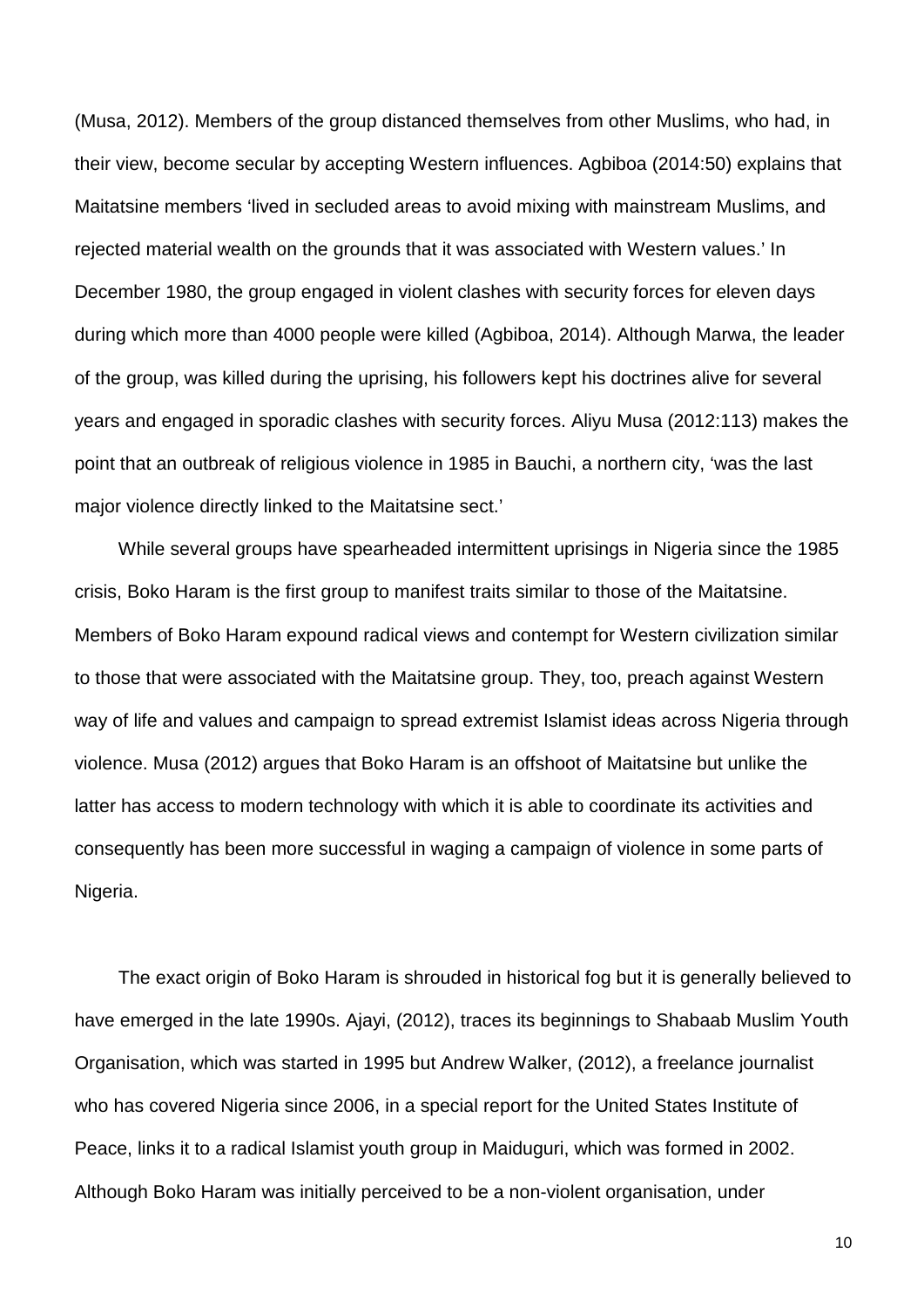(Musa, 2012). Members of the group distanced themselves from other Muslims, who had, in their view, become secular by accepting Western influences. Agbiboa (2014:50) explains that Maitatsine members 'lived in secluded areas to avoid mixing with mainstream Muslims, and rejected material wealth on the grounds that it was associated with Western values.' In December 1980, the group engaged in violent clashes with security forces for eleven days during which more than 4000 people were killed (Agbiboa, 2014). Although Marwa, the leader of the group, was killed during the uprising, his followers kept his doctrines alive for several years and engaged in sporadic clashes with security forces. Aliyu Musa (2012:113) makes the point that an outbreak of religious violence in 1985 in Bauchi, a northern city, 'was the last major violence directly linked to the Maitatsine sect.'

While several groups have spearheaded intermittent uprisings in Nigeria since the 1985 crisis, Boko Haram is the first group to manifest traits similar to those of the Maitatsine. Members of Boko Haram expound radical views and contempt for Western civilization similar to those that were associated with the Maitatsine group. They, too, preach against Western way of life and values and campaign to spread extremist Islamist ideas across Nigeria through violence. Musa (2012) argues that Boko Haram is an offshoot of Maitatsine but unlike the latter has access to modern technology with which it is able to coordinate its activities and consequently has been more successful in waging a campaign of violence in some parts of Nigeria.

The exact origin of Boko Haram is shrouded in historical fog but it is generally believed to have emerged in the late 1990s. Ajayi, (2012), traces its beginnings to Shabaab Muslim Youth Organisation, which was started in 1995 but Andrew Walker, (2012), a freelance journalist who has covered Nigeria since 2006, in a special report for the United States Institute of Peace, links it to a radical Islamist youth group in Maiduguri, which was formed in 2002. Although Boko Haram was initially perceived to be a non-violent organisation, under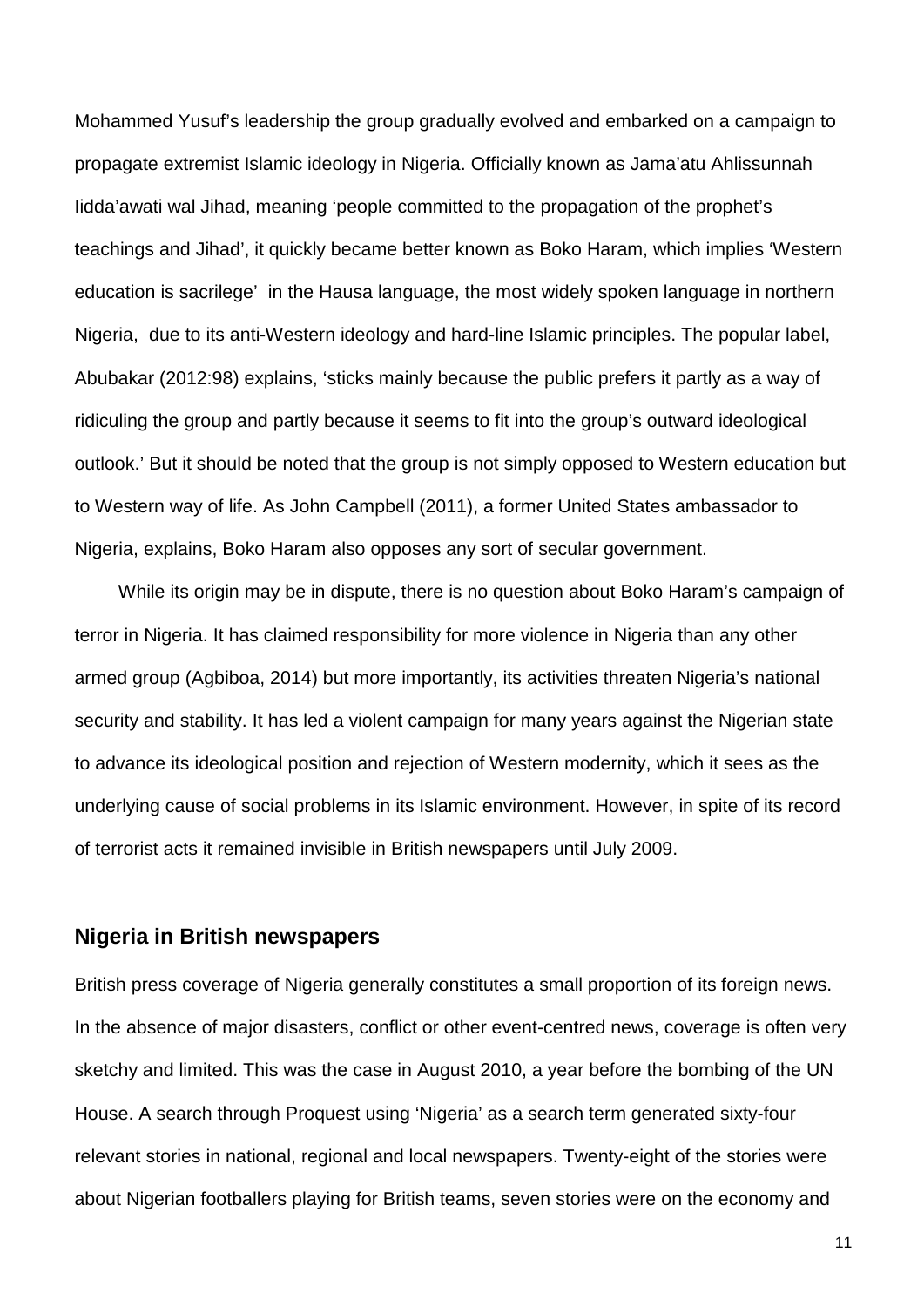Mohammed Yusuf's leadership the group gradually evolved and embarked on a campaign to propagate extremist Islamic ideology in Nigeria. Officially known as Jama'atu Ahlissunnah Iidda'awati wal Jihad, meaning 'people committed to the propagation of the prophet's teachings and Jihad', it quickly became better known as Boko Haram, which implies 'Western education is sacrilege' in the Hausa language, the most widely spoken language in northern Nigeria, due to its anti-Western ideology and hard-line Islamic principles. The popular label, Abubakar (2012:98) explains, 'sticks mainly because the public prefers it partly as a way of ridiculing the group and partly because it seems to fit into the group's outward ideological outlook.' But it should be noted that the group is not simply opposed to Western education but to Western way of life. As John Campbell (2011), a former United States ambassador to Nigeria, explains, Boko Haram also opposes any sort of secular government.

While its origin may be in dispute, there is no question about Boko Haram's campaign of terror in Nigeria. It has claimed responsibility for more violence in Nigeria than any other armed group (Agbiboa, 2014) but more importantly, its activities threaten Nigeria's national security and stability. It has led a violent campaign for many years against the Nigerian state to advance its ideological position and rejection of Western modernity, which it sees as the underlying cause of social problems in its Islamic environment. However, in spite of its record of terrorist acts it remained invisible in British newspapers until July 2009.

## Nigeria in British newspapers

British press coverage of Nigeria generally constitutes a small proportion of its foreign news. In the absence of major disasters, conflict or other event-centred news, coverage is often very sketchy and limited. This was the case in August 2010, a year before the bombing of the UN House. A search through Proquest using 'Nigeria' as a search term generated sixty-four relevant stories in national, regional and local newspapers. Twenty-eight of the stories were about Nigerian footballers playing for British teams, seven stories were on the economy and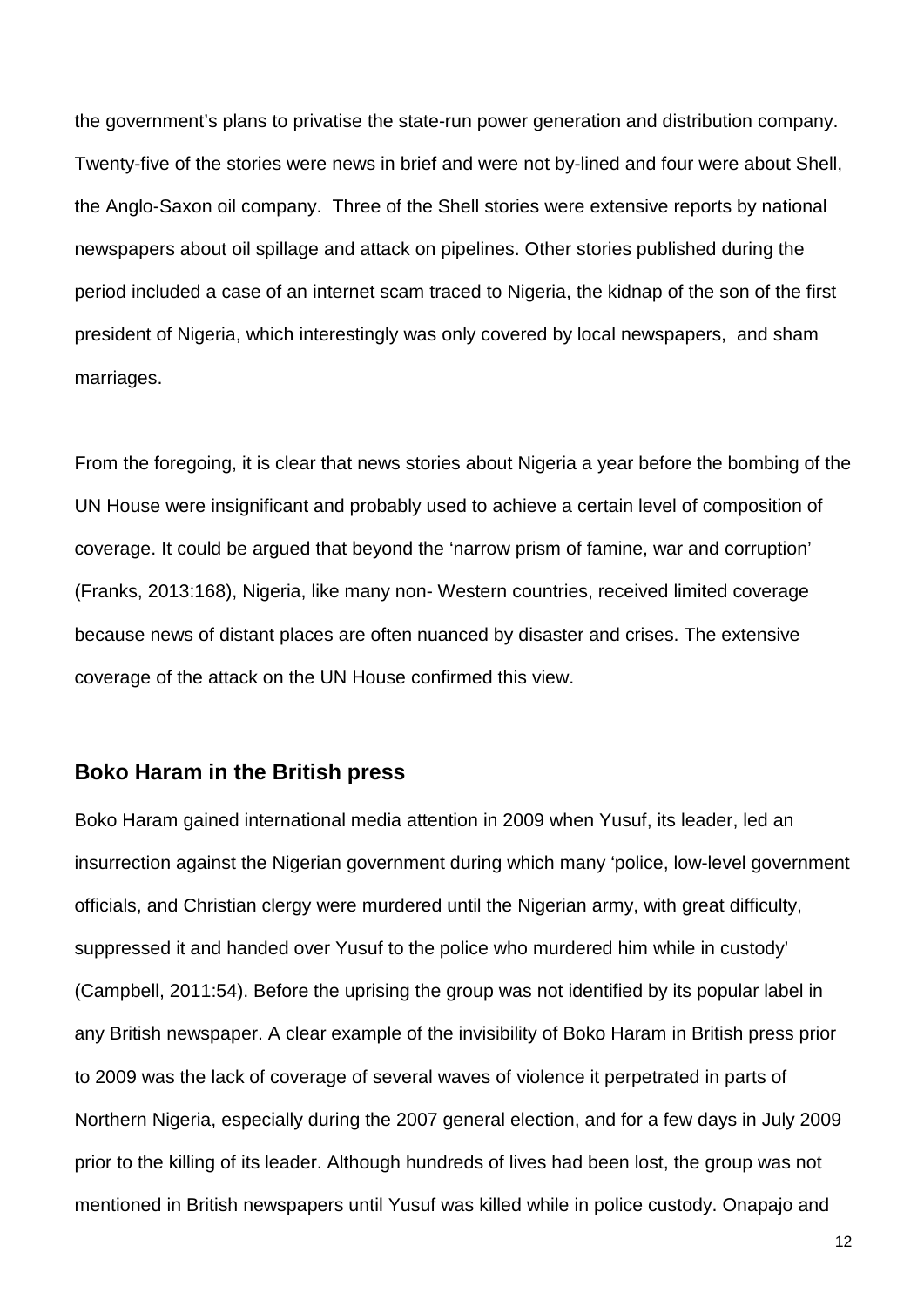the government's plans to privatise the state-run power generation and distribution company. Twenty-five of the stories were news in brief and were not by-lined and four were about Shell, the Anglo-Saxon oil company. Three of the Shell stories were extensive reports by national newspapers about oil spillage and attack on pipelines. Other stories published during the period included a case of an internet scam traced to Nigeria, the kidnap of the son of the first president of Nigeria, which interestingly was only covered by local newspapers, and sham marriages.

From the foregoing, it is clear that news stories about Nigeria a year before the bombing of the UN House were insignificant and probably used to achieve a certain level of composition of coverage. It could be argued that beyond the 'narrow prism of famine, war and corruption' (Franks, 2013:168), Nigeria, like many non- Western countries, received limited coverage because news of distant places are often nuanced by disaster and crises. The extensive coverage of the attack on the UN House confirmed this view.

## Boko Haram in the British press

Boko Haram gained international media attention in 2009 when Yusuf, its leader, led an insurrection against the Nigerian government during which many 'police, low-level government officials, and Christian clergy were murdered until the Nigerian army, with great difficulty, suppressed it and handed over Yusuf to the police who murdered him while in custody' (Campbell, 2011:54). Before the uprising the group was not identified by its popular label in any British newspaper. A clear example of the invisibility of Boko Haram in British press prior to 2009 was the lack of coverage of several waves of violence it perpetrated in parts of Northern Nigeria, especially during the 2007 general election, and for a few days in July 2009 prior to the killing of its leader. Although hundreds of lives had been lost, the group was not mentioned in British newspapers until Yusuf was killed while in police custody. Onapajo and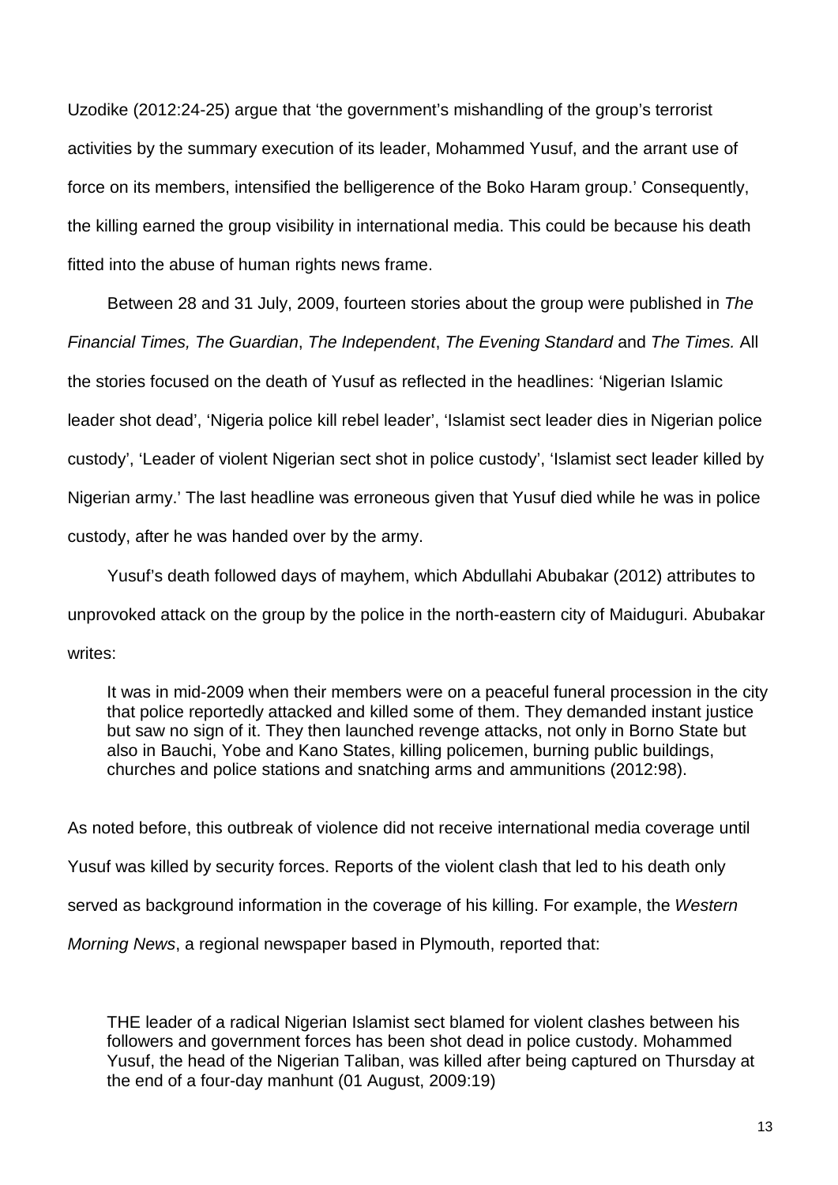Uzodike (2012:24-25) argue that 'the government's mishandling of the group's terrorist activities by the summary execution of its leader, Mohammed Yusuf, and the arrant use of force on its members, intensified the belligerence of the Boko Haram group.' Consequently, the killing earned the group visibility in international media. This could be because his death fitted into the abuse of human rights news frame.

Between 28 and 31 July, 2009, fourteen stories about the group were published in *The Financial Times, The Guardian*, *The Independent*, *The Evening Standard* and *The Times.* All the stories focused on the death of Yusuf as reflected in the headlines: 'Nigerian Islamic leader shot dead', 'Nigeria police kill rebel leader', 'Islamist sect leader dies in Nigerian police custody', 'Leader of violent Nigerian sect shot in police custody', 'Islamist sect leader killed by Nigerian army.' The last headline was erroneous given that Yusuf died while he was in police custody, after he was handed over by the army.

Yusuf's death followed days of mayhem, which Abdullahi Abubakar (2012) attributes to unprovoked attack on the group by the police in the north-eastern city of Maiduguri. Abubakar writes:

> It was in mid-2009 when their members were on a peaceful funeral procession in the city that police reportedly attacked and killed some of them. They demanded instant justice but saw no sign of it. They then launched revenge attacks, not only in Borno State but also in Bauchi, Yobe and Kano States, killing policemen, burning public buildings, churches and police stations and snatching arms and ammunitions (2012:98).

As noted before, this outbreak of violence did not receive international media coverage until Yusuf was killed by security forces. Reports of the violent clash that led to his death only served as background information in the coverage of his killing. For example, the *Western Morning News*, a regional newspaper based in Plymouth, reported that:

> THE leader of a radical Nigerian Islamist sect blamed for violent clashes between his followers and government forces has been shot dead in police custody. Mohammed Yusuf, the head of the Nigerian Taliban, was killed after being captured on Thursday at the end of a four-day manhunt (01 August, 2009:19)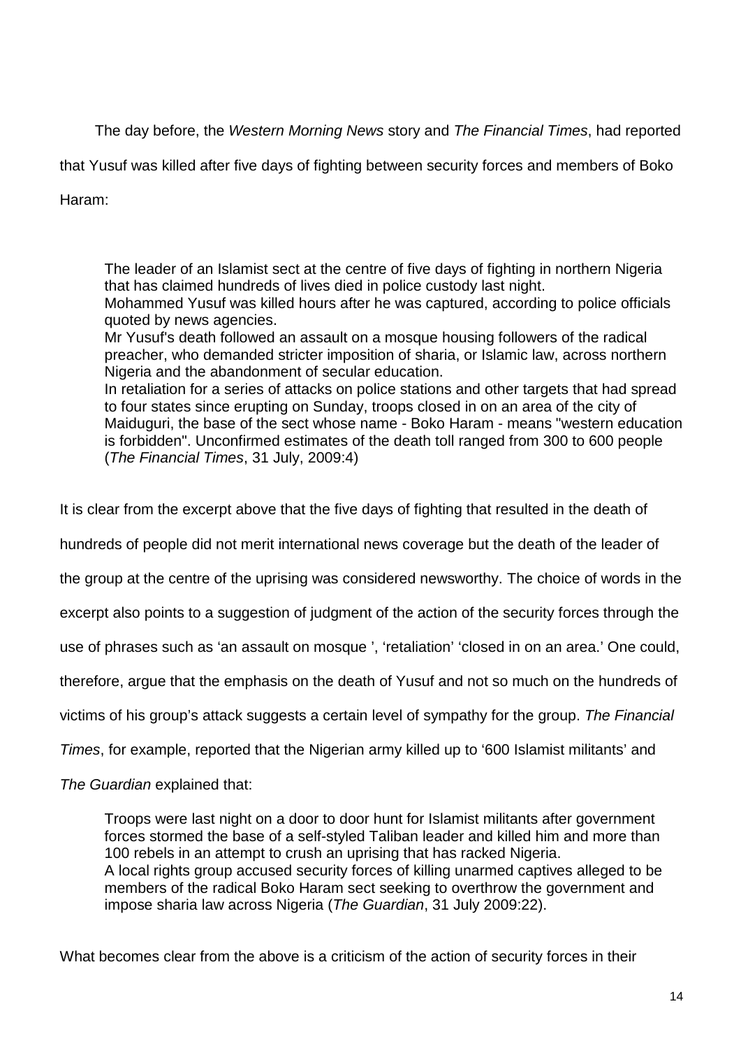The day before, the *Western Morning News* story and *The Financial Times*, had reported that Yusuf was killed after five days of fighting between security forces and members of Boko Haram:

> The leader of an Islamist sect at the centre of five days of fighting in northern Nigeria that has claimed hundreds of lives died in police custody last night.
> Mohammed Yusuf was killed hours after he was captured, according to police officials quoted by news agencies.
> Mr Yusuf's death followed an assault on a mosque housing followers of the radical preacher, who demanded stricter imposition of sharia, or Islamic law, across northern Nigeria and the abandonment of secular education.
> In retaliation for a series of attacks on police stations and other targets that had spread to four states since erupting on Sunday, troops closed in on an area of the city of Maiduguri, the base of the sect whose name - Boko Haram - means "western education is forbidden". Unconfirmed estimates of the death toll ranged from 300 to 600 people (*The Financial Times*, 31 July, 2009:4)

It is clear from the excerpt above that the five days of fighting that resulted in the death of hundreds of people did not merit international news coverage but the death of the leader of the group at the centre of the uprising was considered newsworthy. The choice of words in the excerpt also points to a suggestion of judgment of the action of the security forces through the use of phrases such as 'an assault on mosque ', 'retaliation' 'closed in on an area.' One could, therefore, argue that the emphasis on the death of Yusuf and not so much on the hundreds of victims of his group's attack suggests a certain level of sympathy for the group. *The Financial Times*, for example, reported that the Nigerian army killed up to '600 Islamist militants' and *The Guardian* explained that:

> Troops were last night on a door to door hunt for Islamist militants after government forces stormed the base of a self-styled Taliban leader and killed him and more than 100 rebels in an attempt to crush an uprising that has racked Nigeria.
> A local rights group accused security forces of killing unarmed captives alleged to be members of the radical Boko Haram sect seeking to overthrow the government and impose sharia law across Nigeria (*The Guardian*, 31 July 2009:22).

What becomes clear from the above is a criticism of the action of security forces in their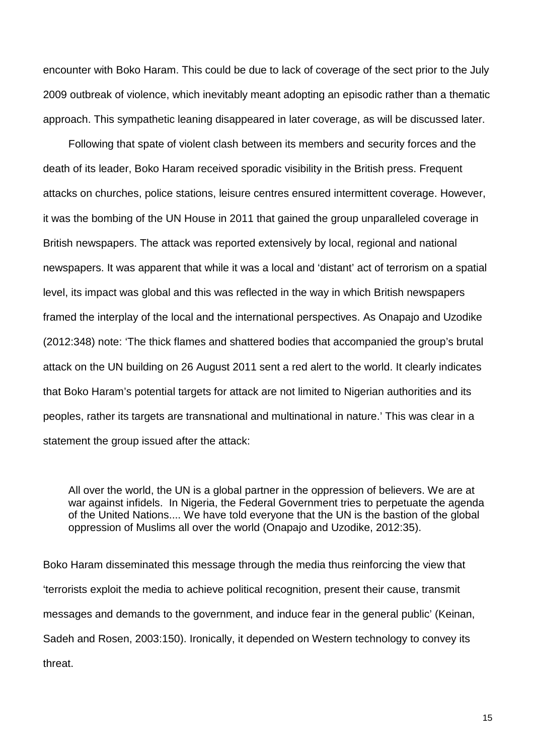encounter with Boko Haram. This could be due to lack of coverage of the sect prior to the July 2009 outbreak of violence, which inevitably meant adopting an episodic rather than a thematic approach. This sympathetic leaning disappeared in later coverage, as will be discussed later.

Following that spate of violent clash between its members and security forces and the death of its leader, Boko Haram received sporadic visibility in the British press. Frequent attacks on churches, police stations, leisure centres ensured intermittent coverage. However, it was the bombing of the UN House in 2011 that gained the group unparalleled coverage in British newspapers. The attack was reported extensively by local, regional and national newspapers. It was apparent that while it was a local and 'distant' act of terrorism on a spatial level, its impact was global and this was reflected in the way in which British newspapers framed the interplay of the local and the international perspectives. As Onapajo and Uzodike (2012:348) note: 'The thick flames and shattered bodies that accompanied the group's brutal attack on the UN building on 26 August 2011 sent a red alert to the world. It clearly indicates that Boko Haram's potential targets for attack are not limited to Nigerian authorities and its peoples, rather its targets are transnational and multinational in nature.' This was clear in a statement the group issued after the attack:

> All over the world, the UN is a global partner in the oppression of believers. We are at war against infidels. In Nigeria, the Federal Government tries to perpetuate the agenda of the United Nations.... We have told everyone that the UN is the bastion of the global oppression of Muslims all over the world (Onapajo and Uzodike, 2012:35).

Boko Haram disseminated this message through the media thus reinforcing the view that 'terrorists exploit the media to achieve political recognition, present their cause, transmit messages and demands to the government, and induce fear in the general public' (Keinan, Sadeh and Rosen, 2003:150). Ironically, it depended on Western technology to convey its threat.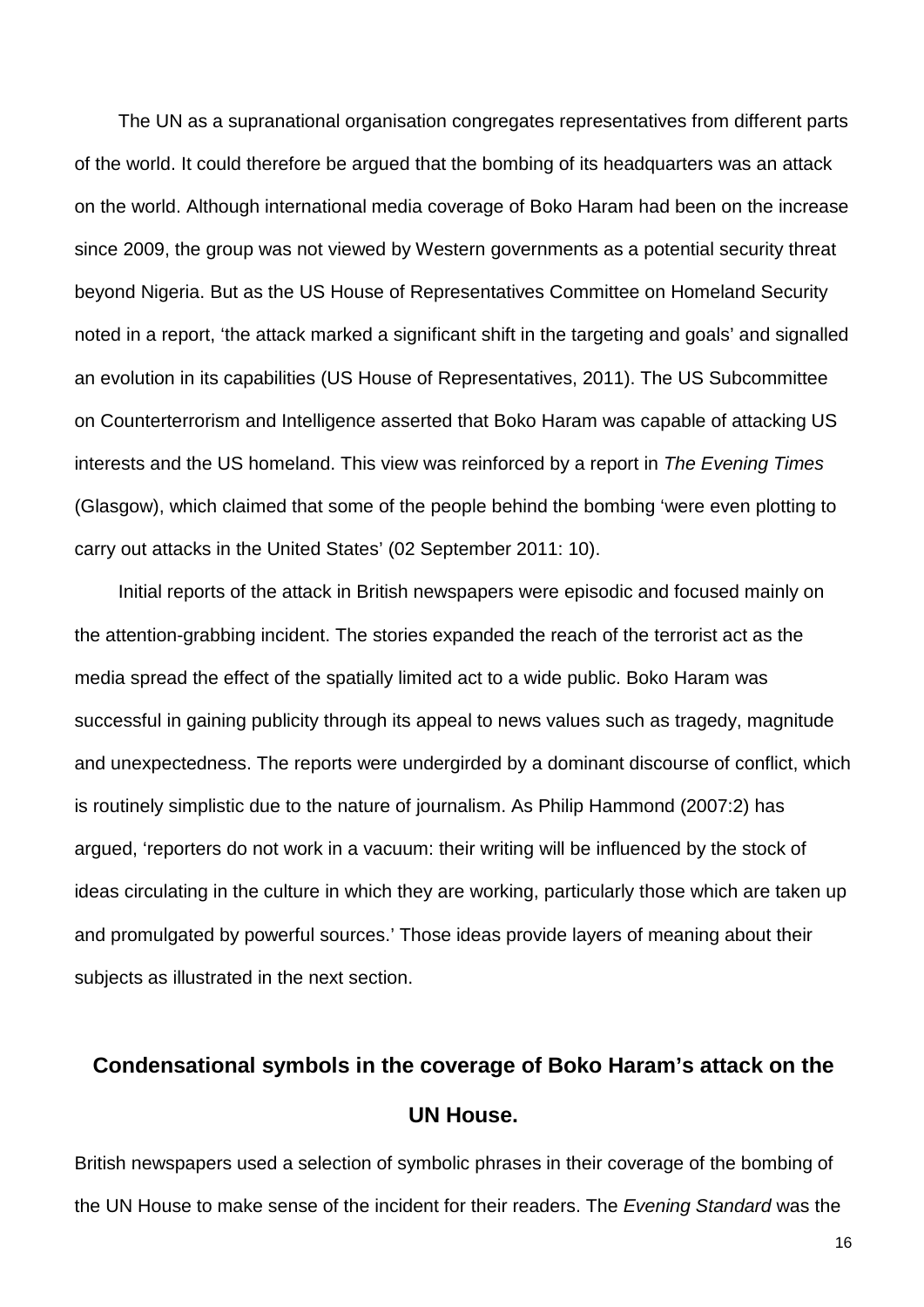The UN as a supranational organisation congregates representatives from different parts of the world. It could therefore be argued that the bombing of its headquarters was an attack on the world. Although international media coverage of Boko Haram had been on the increase since 2009, the group was not viewed by Western governments as a potential security threat beyond Nigeria. But as the US House of Representatives Committee on Homeland Security noted in a report, 'the attack marked a significant shift in the targeting and goals' and signalled an evolution in its capabilities (US House of Representatives, 2011). The US Subcommittee on Counterterrorism and Intelligence asserted that Boko Haram was capable of attacking US interests and the US homeland. This view was reinforced by a report in *The Evening Times* (Glasgow), which claimed that some of the people behind the bombing 'were even plotting to carry out attacks in the United States' (02 September 2011: 10).

Initial reports of the attack in British newspapers were episodic and focused mainly on the attention-grabbing incident. The stories expanded the reach of the terrorist act as the media spread the effect of the spatially limited act to a wide public. Boko Haram was successful in gaining publicity through its appeal to news values such as tragedy, magnitude and unexpectedness. The reports were undergirded by a dominant discourse of conflict, which is routinely simplistic due to the nature of journalism. As Philip Hammond (2007:2) has argued, 'reporters do not work in a vacuum: their writing will be influenced by the stock of ideas circulating in the culture in which they are working, particularly those which are taken up and promulgated by powerful sources.' Those ideas provide layers of meaning about their subjects as illustrated in the next section.

## Condensational symbols in the coverage of Boko Haram's attack on the UN House.

British newspapers used a selection of symbolic phrases in their coverage of the bombing of the UN House to make sense of the incident for their readers. The *Evening Standard* was the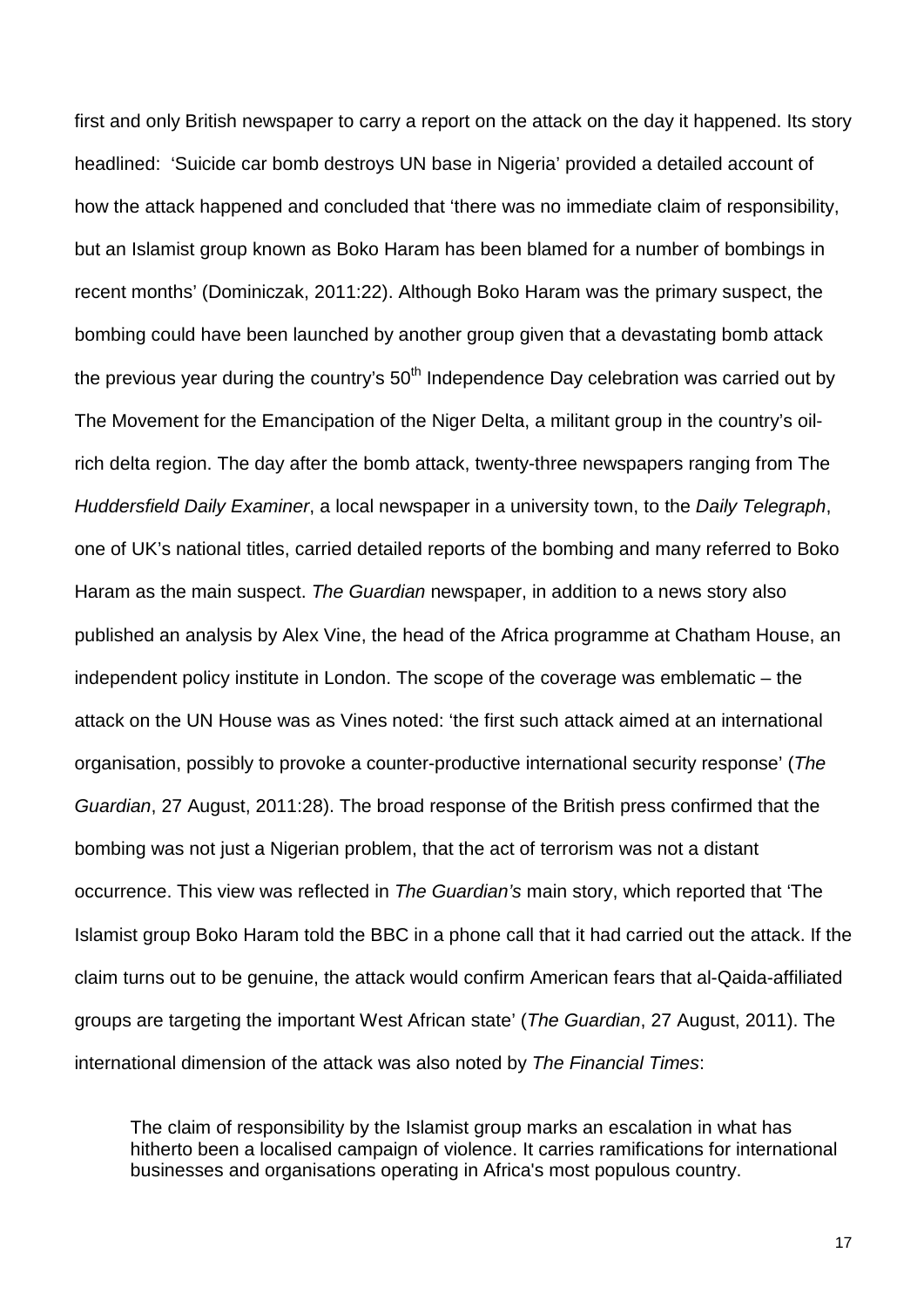first and only British newspaper to carry a report on the attack on the day it happened. Its story headlined: 'Suicide car bomb destroys UN base in Nigeria' provided a detailed account of how the attack happened and concluded that 'there was no immediate claim of responsibility, but an Islamist group known as Boko Haram has been blamed for a number of bombings in recent months' (Dominiczak, 2011:22). Although Boko Haram was the primary suspect, the bombing could have been launched by another group given that a devastating bomb attack the previous year during the country's 50th Independence Day celebration was carried out by The Movement for the Emancipation of the Niger Delta, a militant group in the country's oil-rich delta region. The day after the bomb attack, twenty-three newspapers ranging from The *Huddersfield Daily Examiner*, a local newspaper in a university town, to the *Daily Telegraph*, one of UK's national titles, carried detailed reports of the bombing and many referred to Boko Haram as the main suspect. *The Guardian* newspaper, in addition to a news story also published an analysis by Alex Vine, the head of the Africa programme at Chatham House, an independent policy institute in London. The scope of the coverage was emblematic – the attack on the UN House was as Vines noted: 'the first such attack aimed at an international organisation, possibly to provoke a counter-productive international security response' (*The Guardian*, 27 August, 2011:28). The broad response of the British press confirmed that the bombing was not just a Nigerian problem, that the act of terrorism was not a distant occurrence. This view was reflected in *The Guardian's* main story, which reported that 'The Islamist group Boko Haram told the BBC in a phone call that it had carried out the attack. If the claim turns out to be genuine, the attack would confirm American fears that al-Qaida-affiliated groups are targeting the important West African state' (*The Guardian*, 27 August, 2011). The international dimension of the attack was also noted by *The Financial Times*:

> The claim of responsibility by the Islamist group marks an escalation in what has hitherto been a localised campaign of violence. It carries ramifications for international businesses and organisations operating in Africa's most populous country.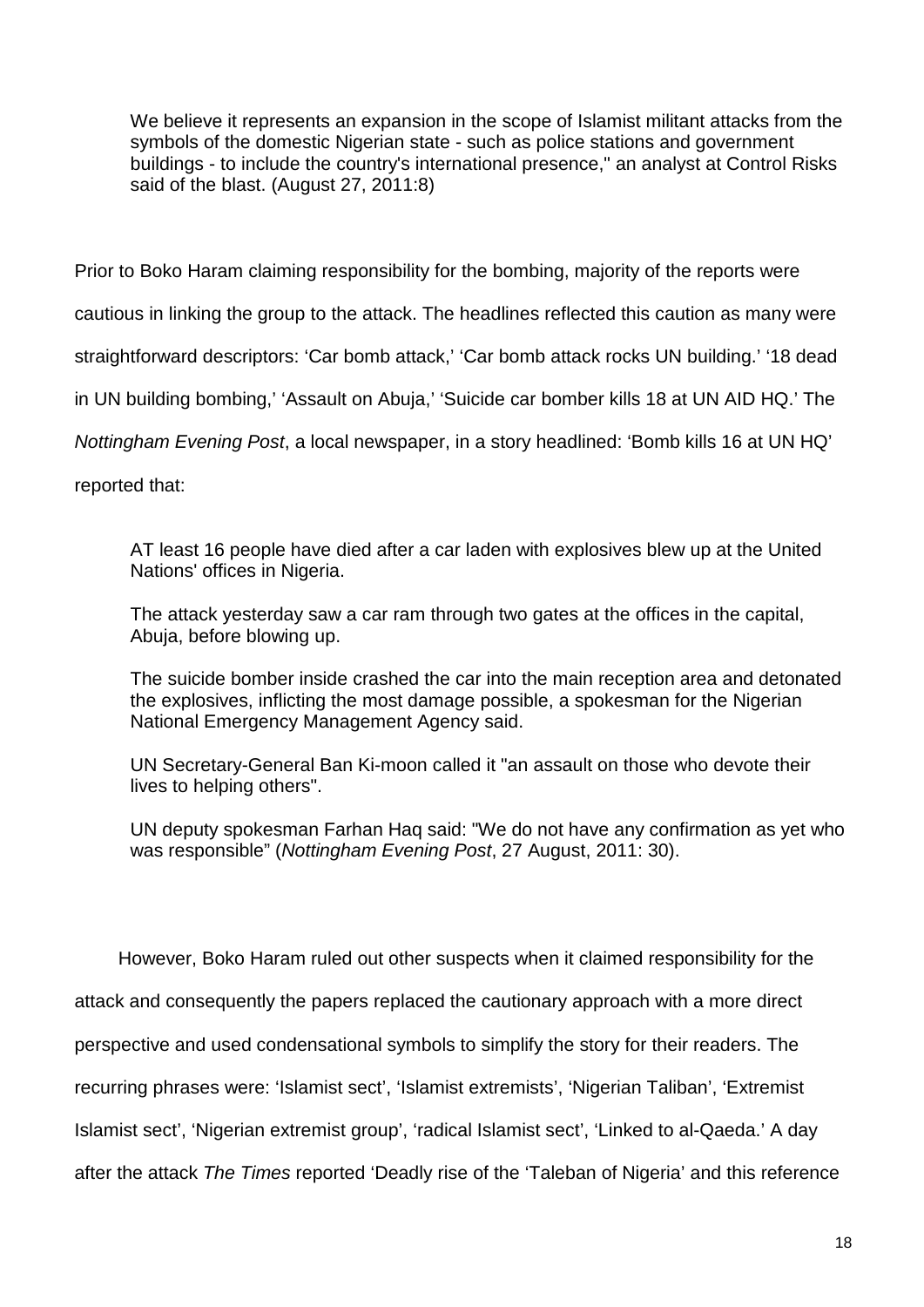> We believe it represents an expansion in the scope of Islamist militant attacks from the symbols of the domestic Nigerian state - such as police stations and government buildings - to include the country's international presence," an analyst at Control Risks said of the blast. (August 27, 2011:8)

Prior to Boko Haram claiming responsibility for the bombing, majority of the reports were cautious in linking the group to the attack. The headlines reflected this caution as many were straightforward descriptors: 'Car bomb attack,' 'Car bomb attack rocks UN building.' '18 dead in UN building bombing,' 'Assault on Abuja,' 'Suicide car bomber kills 18 at UN AID HQ.' The *Nottingham Evening Post*, a local newspaper, in a story headlined: 'Bomb kills 16 at UN HQ' reported that:

> AT least 16 people have died after a car laden with explosives blew up at the United Nations' offices in Nigeria.
>
> The attack yesterday saw a car ram through two gates at the offices in the capital, Abuja, before blowing up.
>
> The suicide bomber inside crashed the car into the main reception area and detonated the explosives, inflicting the most damage possible, a spokesman for the Nigerian National Emergency Management Agency said.
>
> UN Secretary-General Ban Ki-moon called it "an assault on those who devote their lives to helping others".
>
> UN deputy spokesman Farhan Haq said: "We do not have any confirmation as yet who was responsible" (*Nottingham Evening Post*, 27 August, 2011: 30).

However, Boko Haram ruled out other suspects when it claimed responsibility for the attack and consequently the papers replaced the cautionary approach with a more direct perspective and used condensational symbols to simplify the story for their readers. The recurring phrases were: 'Islamist sect', 'Islamist extremists', 'Nigerian Taliban', 'Extremist Islamist sect', 'Nigerian extremist group', 'radical Islamist sect', 'Linked to al-Qaeda.' A day after the attack *The Times* reported 'Deadly rise of the 'Taleban of Nigeria' and this reference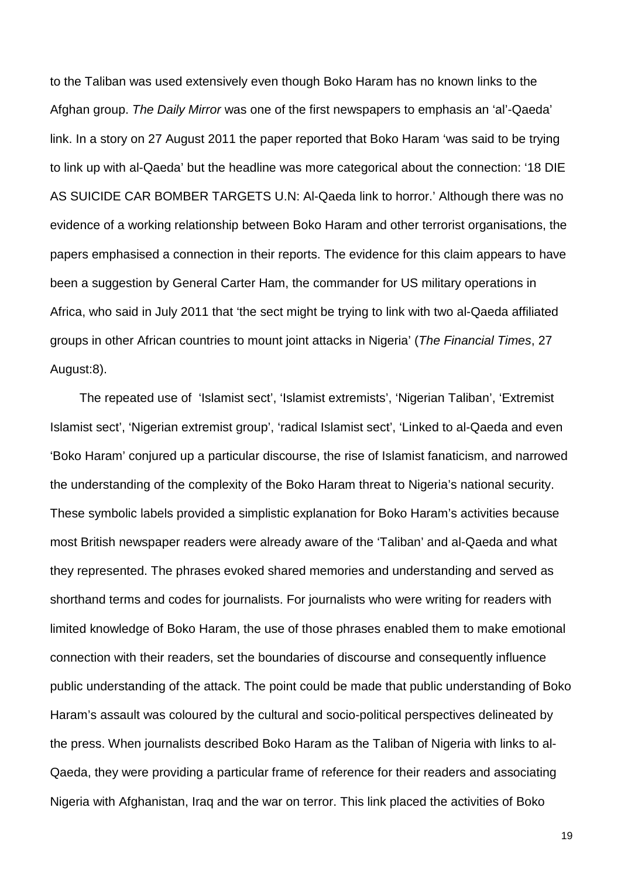to the Taliban was used extensively even though Boko Haram has no known links to the Afghan group. *The Daily Mirror* was one of the first newspapers to emphasis an 'al'-Qaeda' link. In a story on 27 August 2011 the paper reported that Boko Haram 'was said to be trying to link up with al-Qaeda' but the headline was more categorical about the connection: '18 DIE AS SUICIDE CAR BOMBER TARGETS U.N: Al-Qaeda link to horror.' Although there was no evidence of a working relationship between Boko Haram and other terrorist organisations, the papers emphasised a connection in their reports. The evidence for this claim appears to have been a suggestion by General Carter Ham, the commander for US military operations in Africa, who said in July 2011 that 'the sect might be trying to link with two al-Qaeda affiliated groups in other African countries to mount joint attacks in Nigeria' (*The Financial Times*, 27 August:8).

The repeated use of 'Islamist sect', 'Islamist extremists', 'Nigerian Taliban', 'Extremist Islamist sect', 'Nigerian extremist group', 'radical Islamist sect', 'Linked to al-Qaeda and even 'Boko Haram' conjured up a particular discourse, the rise of Islamist fanaticism, and narrowed the understanding of the complexity of the Boko Haram threat to Nigeria's national security. These symbolic labels provided a simplistic explanation for Boko Haram's activities because most British newspaper readers were already aware of the 'Taliban' and al-Qaeda and what they represented. The phrases evoked shared memories and understanding and served as shorthand terms and codes for journalists. For journalists who were writing for readers with limited knowledge of Boko Haram, the use of those phrases enabled them to make emotional connection with their readers, set the boundaries of discourse and consequently influence public understanding of the attack. The point could be made that public understanding of Boko Haram's assault was coloured by the cultural and socio-political perspectives delineated by the press. When journalists described Boko Haram as the Taliban of Nigeria with links to al-Qaeda, they were providing a particular frame of reference for their readers and associating Nigeria with Afghanistan, Iraq and the war on terror. This link placed the activities of Boko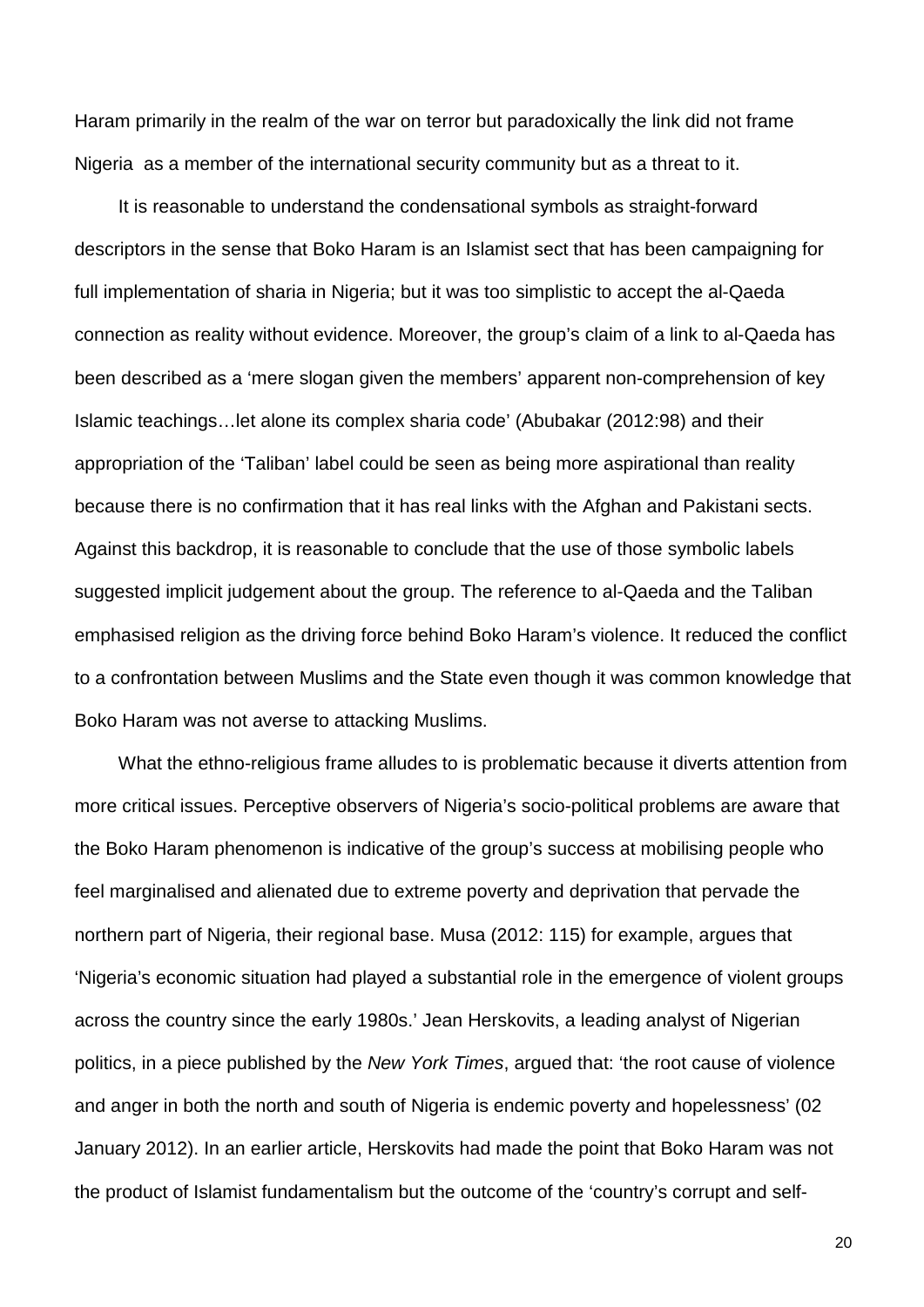Haram primarily in the realm of the war on terror but paradoxically the link did not frame Nigeria as a member of the international security community but as a threat to it.

It is reasonable to understand the condensational symbols as straight-forward descriptors in the sense that Boko Haram is an Islamist sect that has been campaigning for full implementation of sharia in Nigeria; but it was too simplistic to accept the al-Qaeda connection as reality without evidence. Moreover, the group's claim of a link to al-Qaeda has been described as a 'mere slogan given the members' apparent non-comprehension of key Islamic teachings…let alone its complex sharia code' (Abubakar (2012:98) and their appropriation of the 'Taliban' label could be seen as being more aspirational than reality because there is no confirmation that it has real links with the Afghan and Pakistani sects. Against this backdrop, it is reasonable to conclude that the use of those symbolic labels suggested implicit judgement about the group. The reference to al-Qaeda and the Taliban emphasised religion as the driving force behind Boko Haram's violence. It reduced the conflict to a confrontation between Muslims and the State even though it was common knowledge that Boko Haram was not averse to attacking Muslims.

What the ethno-religious frame alludes to is problematic because it diverts attention from more critical issues. Perceptive observers of Nigeria's socio-political problems are aware that the Boko Haram phenomenon is indicative of the group's success at mobilising people who feel marginalised and alienated due to extreme poverty and deprivation that pervade the northern part of Nigeria, their regional base. Musa (2012: 115) for example, argues that 'Nigeria's economic situation had played a substantial role in the emergence of violent groups across the country since the early 1980s.' Jean Herskovits, a leading analyst of Nigerian politics, in a piece published by the *New York Times*, argued that: 'the root cause of violence and anger in both the north and south of Nigeria is endemic poverty and hopelessness' (02 January 2012). In an earlier article, Herskovits had made the point that Boko Haram was not the product of Islamist fundamentalism but the outcome of the 'country's corrupt and self-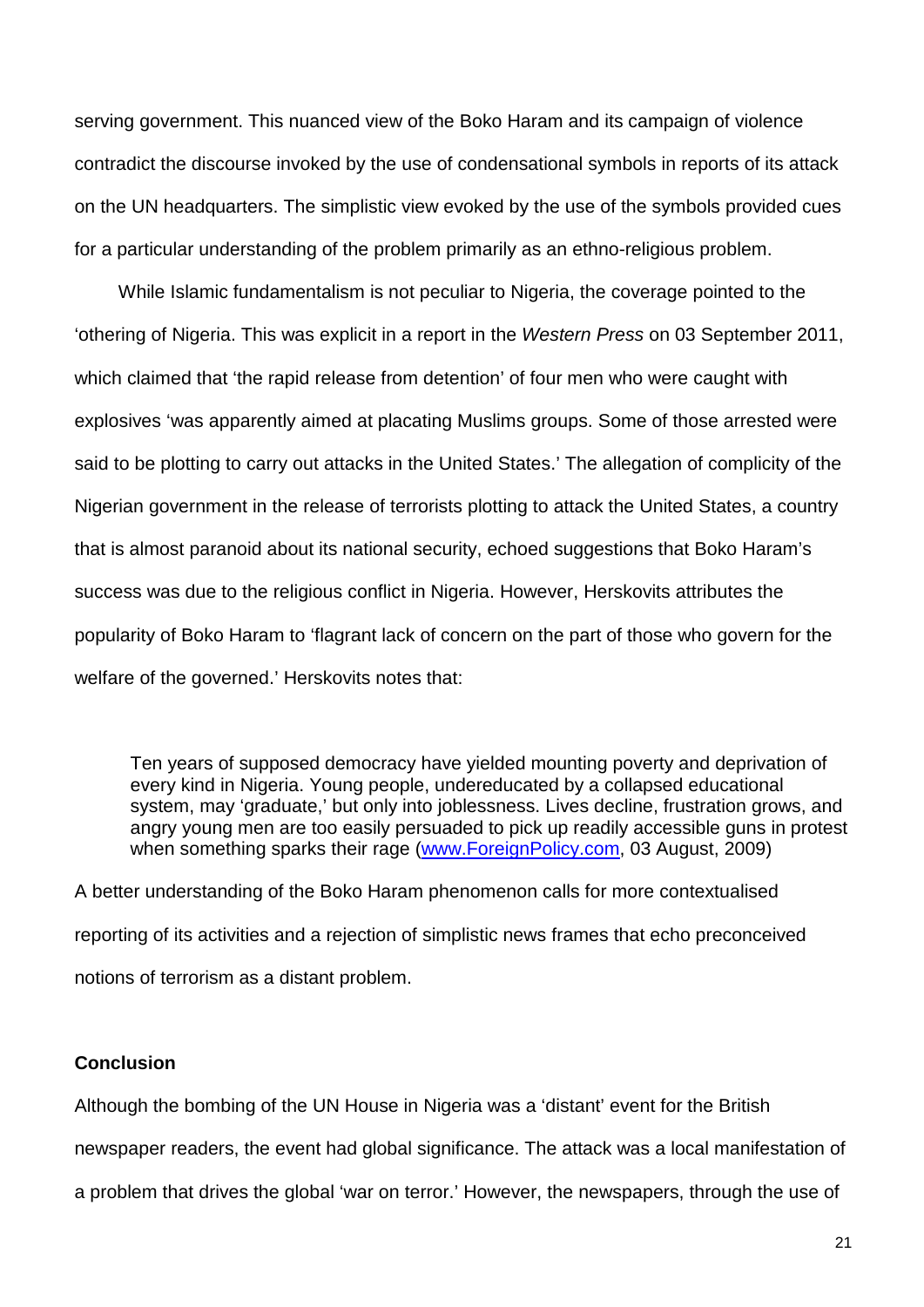serving government. This nuanced view of the Boko Haram and its campaign of violence contradict the discourse invoked by the use of condensational symbols in reports of its attack on the UN headquarters. The simplistic view evoked by the use of the symbols provided cues for a particular understanding of the problem primarily as an ethno-religious problem.

While Islamic fundamentalism is not peculiar to Nigeria, the coverage pointed to the 'othering of Nigeria. This was explicit in a report in the *Western Press* on 03 September 2011, which claimed that 'the rapid release from detention' of four men who were caught with explosives 'was apparently aimed at placating Muslims groups. Some of those arrested were said to be plotting to carry out attacks in the United States.' The allegation of complicity of the Nigerian government in the release of terrorists plotting to attack the United States, a country that is almost paranoid about its national security, echoed suggestions that Boko Haram's success was due to the religious conflict in Nigeria. However, Herskovits attributes the popularity of Boko Haram to 'flagrant lack of concern on the part of those who govern for the welfare of the governed.' Herskovits notes that:

> Ten years of supposed democracy have yielded mounting poverty and deprivation of every kind in Nigeria. Young people, undereducated by a collapsed educational system, may 'graduate,' but only into joblessness. Lives decline, frustration grows, and angry young men are too easily persuaded to pick up readily accessible guns in protest when something sparks their rage (www.ForeignPolicy.com, 03 August, 2009)

A better understanding of the Boko Haram phenomenon calls for more contextualised reporting of its activities and a rejection of simplistic news frames that echo preconceived notions of terrorism as a distant problem.

## Conclusion

Although the bombing of the UN House in Nigeria was a 'distant' event for the British newspaper readers, the event had global significance. The attack was a local manifestation of a problem that drives the global 'war on terror.' However, the newspapers, through the use of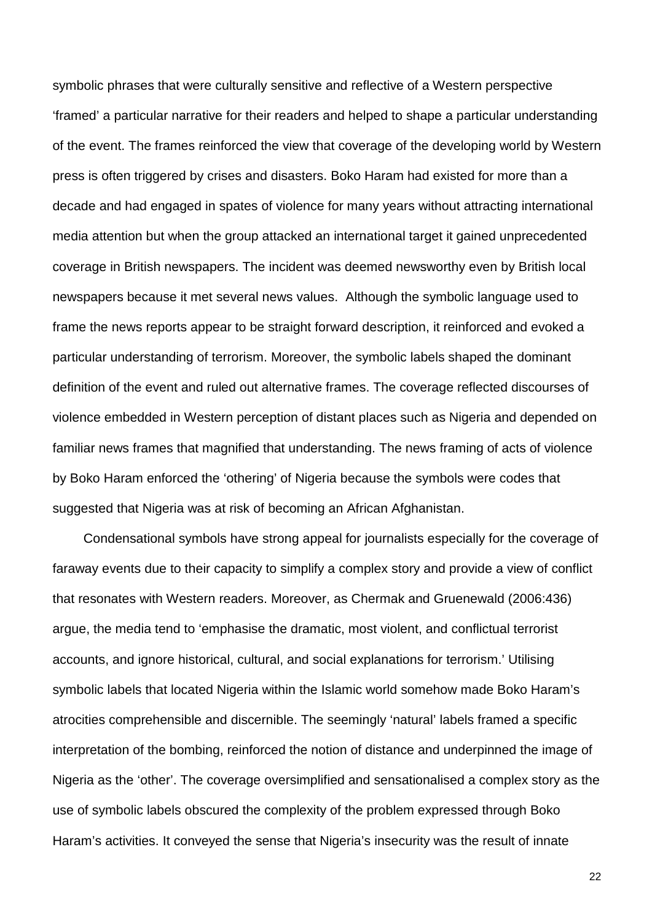symbolic phrases that were culturally sensitive and reflective of a Western perspective 'framed' a particular narrative for their readers and helped to shape a particular understanding of the event. The frames reinforced the view that coverage of the developing world by Western press is often triggered by crises and disasters. Boko Haram had existed for more than a decade and had engaged in spates of violence for many years without attracting international media attention but when the group attacked an international target it gained unprecedented coverage in British newspapers. The incident was deemed newsworthy even by British local newspapers because it met several news values. Although the symbolic language used to frame the news reports appear to be straight forward description, it reinforced and evoked a particular understanding of terrorism. Moreover, the symbolic labels shaped the dominant definition of the event and ruled out alternative frames. The coverage reflected discourses of violence embedded in Western perception of distant places such as Nigeria and depended on familiar news frames that magnified that understanding. The news framing of acts of violence by Boko Haram enforced the 'othering' of Nigeria because the symbols were codes that suggested that Nigeria was at risk of becoming an African Afghanistan.

Condensational symbols have strong appeal for journalists especially for the coverage of faraway events due to their capacity to simplify a complex story and provide a view of conflict that resonates with Western readers. Moreover, as Chermak and Gruenewald (2006:436) argue, the media tend to 'emphasise the dramatic, most violent, and conflictual terrorist accounts, and ignore historical, cultural, and social explanations for terrorism.' Utilising symbolic labels that located Nigeria within the Islamic world somehow made Boko Haram's atrocities comprehensible and discernible. The seemingly 'natural' labels framed a specific interpretation of the bombing, reinforced the notion of distance and underpinned the image of Nigeria as the 'other'. The coverage oversimplified and sensationalised a complex story as the use of symbolic labels obscured the complexity of the problem expressed through Boko Haram's activities. It conveyed the sense that Nigeria's insecurity was the result of innate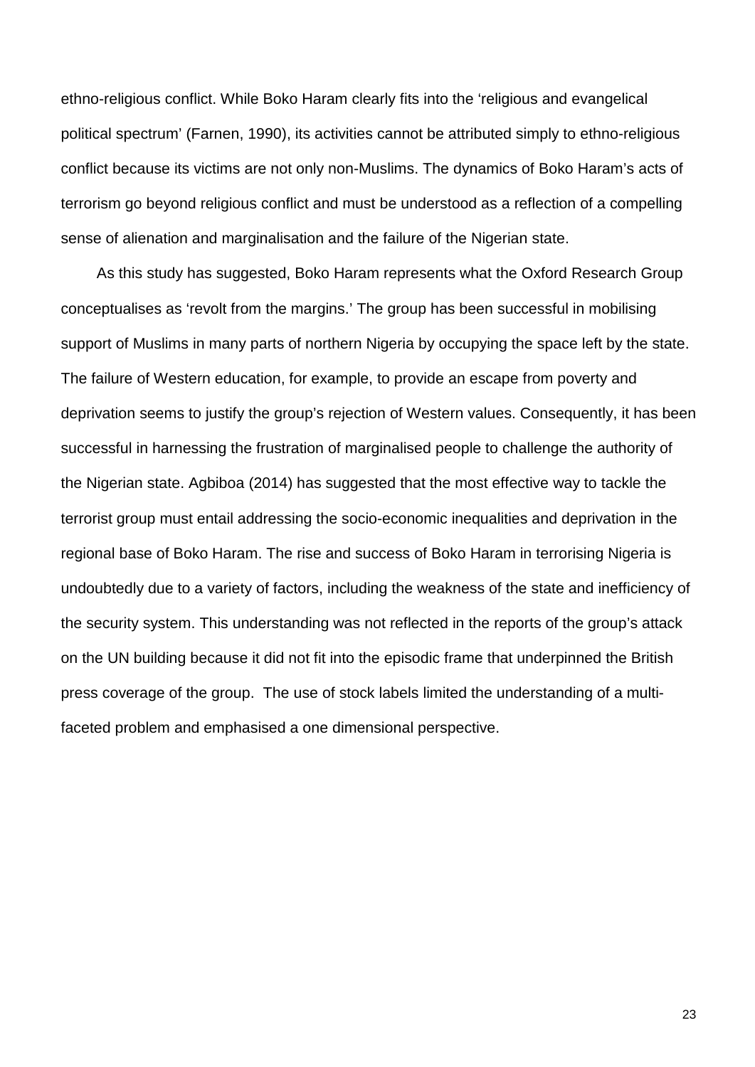ethno-religious conflict. While Boko Haram clearly fits into the 'religious and evangelical political spectrum' (Farnen, 1990), its activities cannot be attributed simply to ethno-religious conflict because its victims are not only non-Muslims. The dynamics of Boko Haram's acts of terrorism go beyond religious conflict and must be understood as a reflection of a compelling sense of alienation and marginalisation and the failure of the Nigerian state.

As this study has suggested, Boko Haram represents what the Oxford Research Group conceptualises as 'revolt from the margins.' The group has been successful in mobilising support of Muslims in many parts of northern Nigeria by occupying the space left by the state. The failure of Western education, for example, to provide an escape from poverty and deprivation seems to justify the group's rejection of Western values. Consequently, it has been successful in harnessing the frustration of marginalised people to challenge the authority of the Nigerian state. Agbiboa (2014) has suggested that the most effective way to tackle the terrorist group must entail addressing the socio-economic inequalities and deprivation in the regional base of Boko Haram. The rise and success of Boko Haram in terrorising Nigeria is undoubtedly due to a variety of factors, including the weakness of the state and inefficiency of the security system. This understanding was not reflected in the reports of the group's attack on the UN building because it did not fit into the episodic frame that underpinned the British press coverage of the group. The use of stock labels limited the understanding of a multi-faceted problem and emphasised a one dimensional perspective.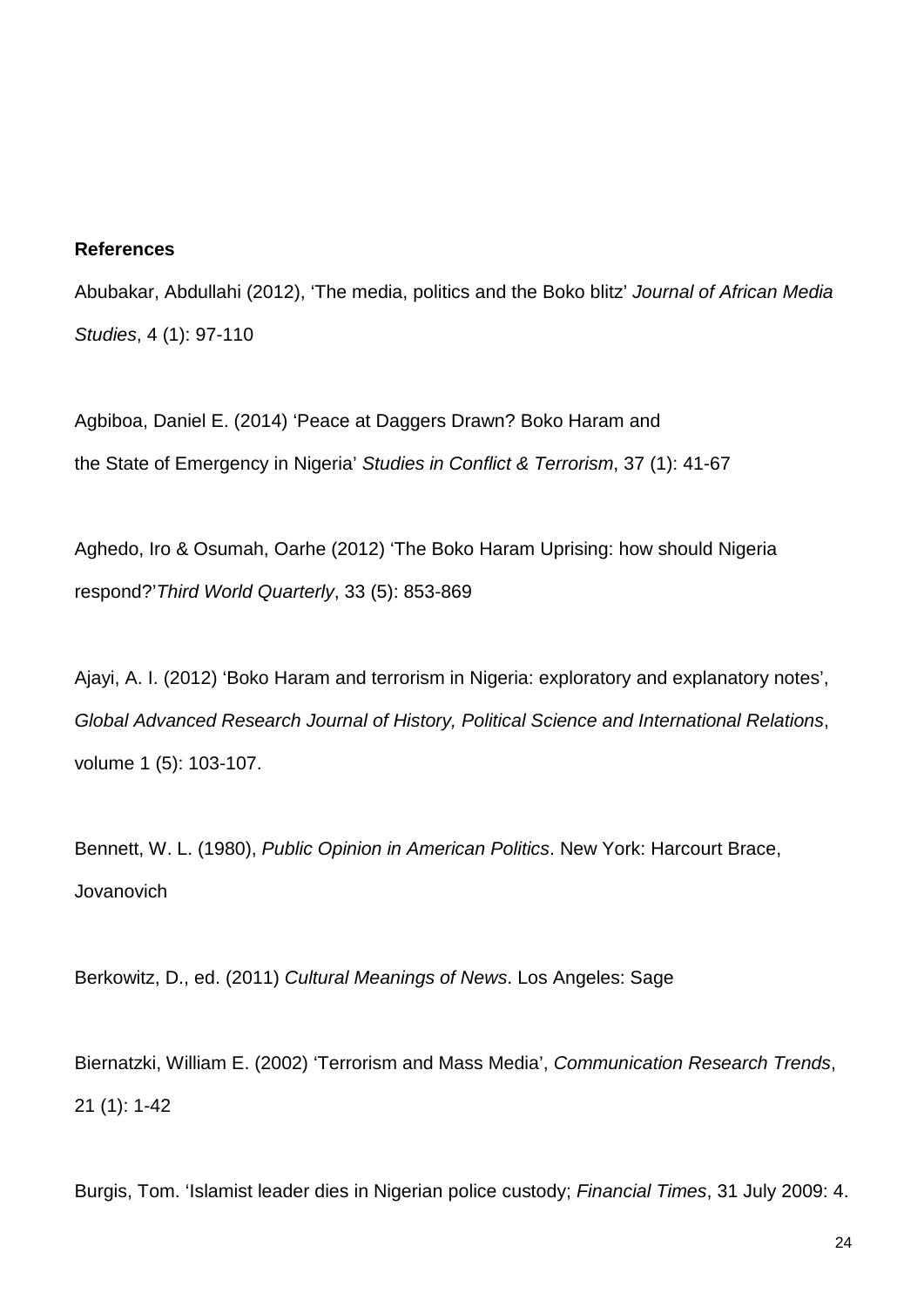**References**

Abubakar, Abdullahi (2012), 'The media, politics and the Boko blitz' *Journal of African Media Studies*, 4 (1): 97-110

Agbiboa, Daniel E. (2014) 'Peace at Daggers Drawn? Boko Haram and the State of Emergency in Nigeria' *Studies in Conflict & Terrorism*, 37 (1): 41-67

Aghedo, Iro & Osumah, Oarhe (2012) 'The Boko Haram Uprising: how should Nigeria respond?'*Third World Quarterly*, 33 (5): 853-869

Ajayi, A. I. (2012) 'Boko Haram and terrorism in Nigeria: exploratory and explanatory notes', *Global Advanced Research Journal of History, Political Science and International Relations*, volume 1 (5): 103-107.

Bennett, W. L. (1980), *Public Opinion in American Politics*. New York: Harcourt Brace, Jovanovich

Berkowitz, D., ed. (2011) *Cultural Meanings of News*. Los Angeles: Sage

Biernatzki, William E. (2002) 'Terrorism and Mass Media', *Communication Research Trends*, 21 (1): 1-42

Burgis, Tom. 'Islamist leader dies in Nigerian police custody; *Financial Times*, 31 July 2009: 4.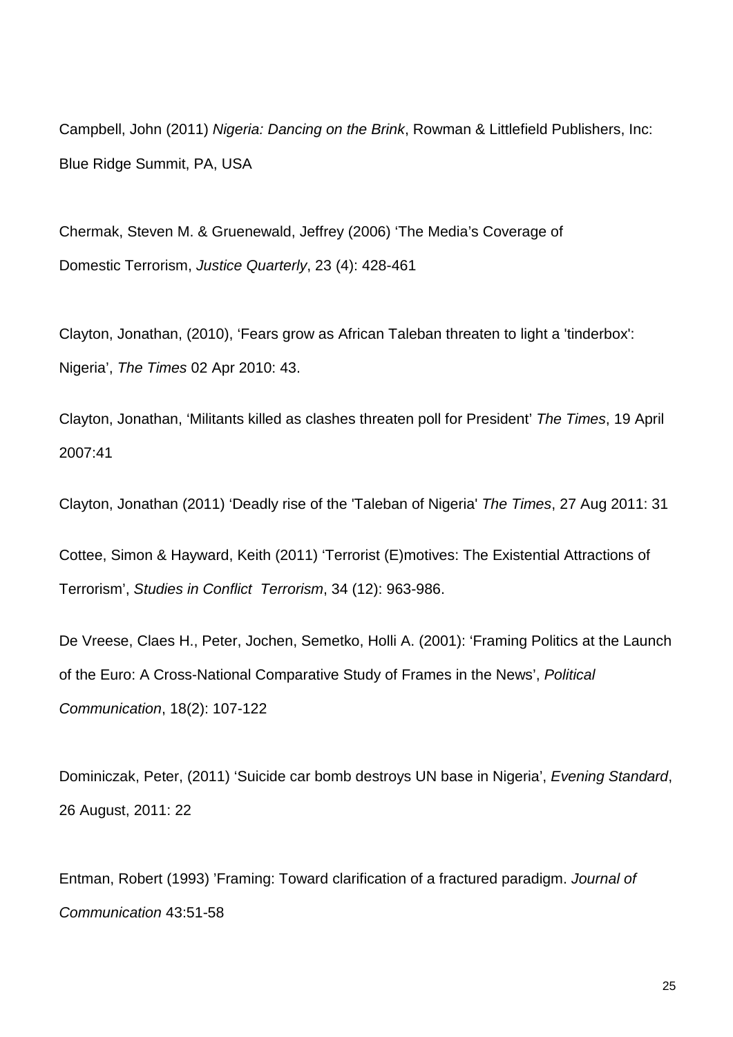Campbell, John (2011) *Nigeria: Dancing on the Brink*, Rowman & Littlefield Publishers, Inc: Blue Ridge Summit, PA, USA

Chermak, Steven M. & Gruenewald, Jeffrey (2006) 'The Media's Coverage of Domestic Terrorism, *Justice Quarterly*, 23 (4): 428-461

Clayton, Jonathan, (2010), 'Fears grow as African Taleban threaten to light a 'tinderbox': Nigeria', *The Times* 02 Apr 2010: 43.

Clayton, Jonathan, 'Militants killed as clashes threaten poll for President' *The Times*, 19 April 2007:41

Clayton, Jonathan (2011) 'Deadly rise of the 'Taleban of Nigeria' *The Times*, 27 Aug 2011: 31

Cottee, Simon & Hayward, Keith (2011) 'Terrorist (E)motives: The Existential Attractions of Terrorism', *Studies in Conflict Terrorism*, 34 (12): 963-986.

De Vreese, Claes H., Peter, Jochen, Semetko, Holli A. (2001): 'Framing Politics at the Launch of the Euro: A Cross-National Comparative Study of Frames in the News', *Political Communication*, 18(2): 107-122

Dominiczak, Peter, (2011) 'Suicide car bomb destroys UN base in Nigeria', *Evening Standard*, 26 August, 2011: 22

Entman, Robert (1993) 'Framing: Toward clarification of a fractured paradigm. *Journal of Communication* 43:51-58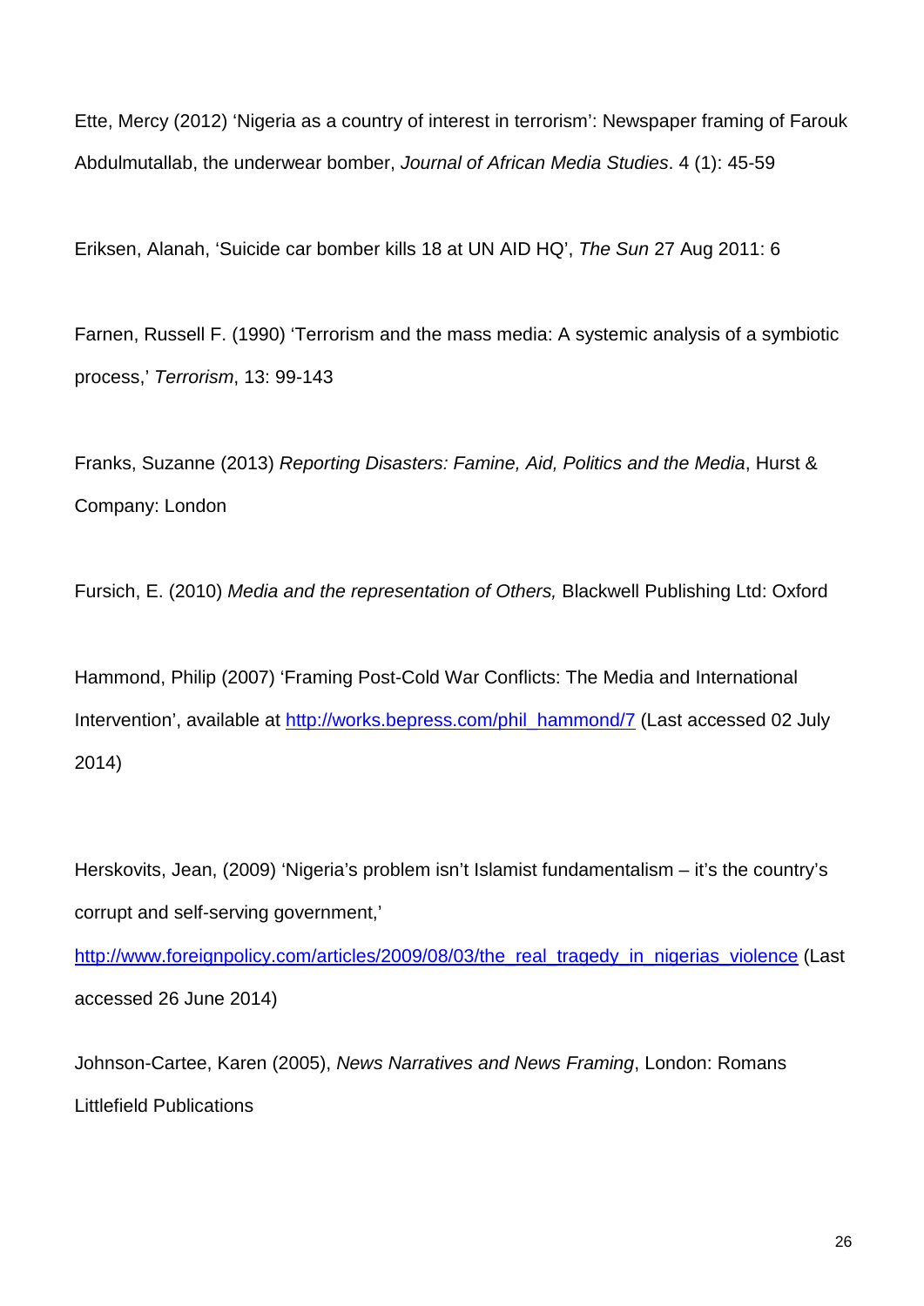Ette, Mercy (2012) ‘Nigeria as a country of interest in terrorism’: Newspaper framing of Farouk Abdulmutallab, the underwear bomber, *Journal of African Media Studies*. 4 (1): 45-59

Eriksen, Alanah, ‘Suicide car bomber kills 18 at UN AID HQ’, *The Sun* 27 Aug 2011: 6

Farnen, Russell F. (1990) ‘Terrorism and the mass media: A systemic analysis of a symbiotic process,’ *Terrorism*, 13: 99-143

Franks, Suzanne (2013) *Reporting Disasters: Famine, Aid, Politics and the Media*, Hurst & Company: London

Fursich, E. (2010) *Media and the representation of Others,* Blackwell Publishing Ltd: Oxford

Hammond, Philip (2007) ‘Framing Post-Cold War Conflicts: The Media and International Intervention’, available at [http://works.bepress.com/phil_hammond/7](http://works.bepress.com/phil_hammond/7) (Last accessed 02 July 2014)

Herskovits, Jean, (2009) ‘Nigeria’s problem isn’t Islamist fundamentalism – it’s the country’s corrupt and self-serving government,’ [http://www.foreignpolicy.com/articles/2009/08/03/the_real_tragedy_in_nigerias_violence](http://www.foreignpolicy.com/articles/2009/08/03/the_real_tragedy_in_nigerias_violence) (Last accessed 26 June 2014)

Johnson-Cartee, Karen (2005), *News Narratives and News Framing*, London: Romans Littlefield Publications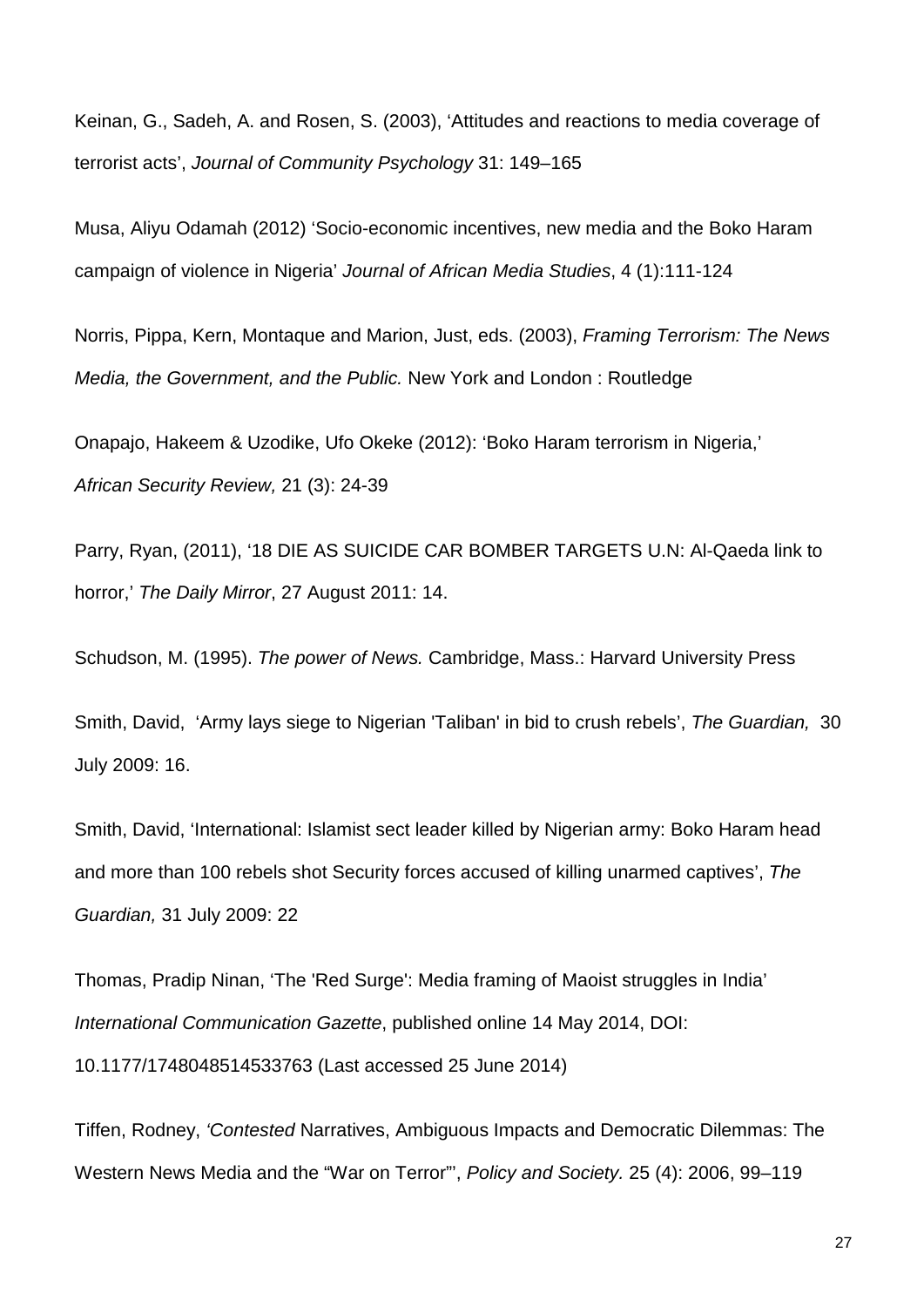Keinan, G., Sadeh, A. and Rosen, S. (2003), 'Attitudes and reactions to media coverage of terrorist acts', *Journal of Community Psychology* 31: 149–165

Musa, Aliyu Odamah (2012) 'Socio-economic incentives, new media and the Boko Haram campaign of violence in Nigeria' *Journal of African Media Studies*, 4 (1):111-124

Norris, Pippa, Kern, Montaque and Marion, Just, eds. (2003), *Framing Terrorism: The News Media, the Government, and the Public.* New York and London : Routledge

Onapajo, Hakeem & Uzodike, Ufo Okeke (2012): 'Boko Haram terrorism in Nigeria,' *African Security Review,* 21 (3): 24-39

Parry, Ryan, (2011), '18 DIE AS SUICIDE CAR BOMBER TARGETS U.N: Al-Qaeda link to horror,' *The Daily Mirror*, 27 August 2011: 14.

Schudson, M. (1995). *The power of News.* Cambridge, Mass.: Harvard University Press

Smith, David, 'Army lays siege to Nigerian 'Taliban' in bid to crush rebels', *The Guardian,* 30 July 2009: 16.

Smith, David, 'International: Islamist sect leader killed by Nigerian army: Boko Haram head and more than 100 rebels shot Security forces accused of killing unarmed captives', *The Guardian,* 31 July 2009: 22

Thomas, Pradip Ninan, 'The 'Red Surge': Media framing of Maoist struggles in India' *International Communication Gazette*, published online 14 May 2014, DOI: 10.1177/1748048514533763 (Last accessed 25 June 2014)

Tiffen, Rodney, *'Contested* Narratives, Ambiguous Impacts and Democratic Dilemmas: The Western News Media and the "War on Terror"', *Policy and Society.* 25 (4): 2006, 99–119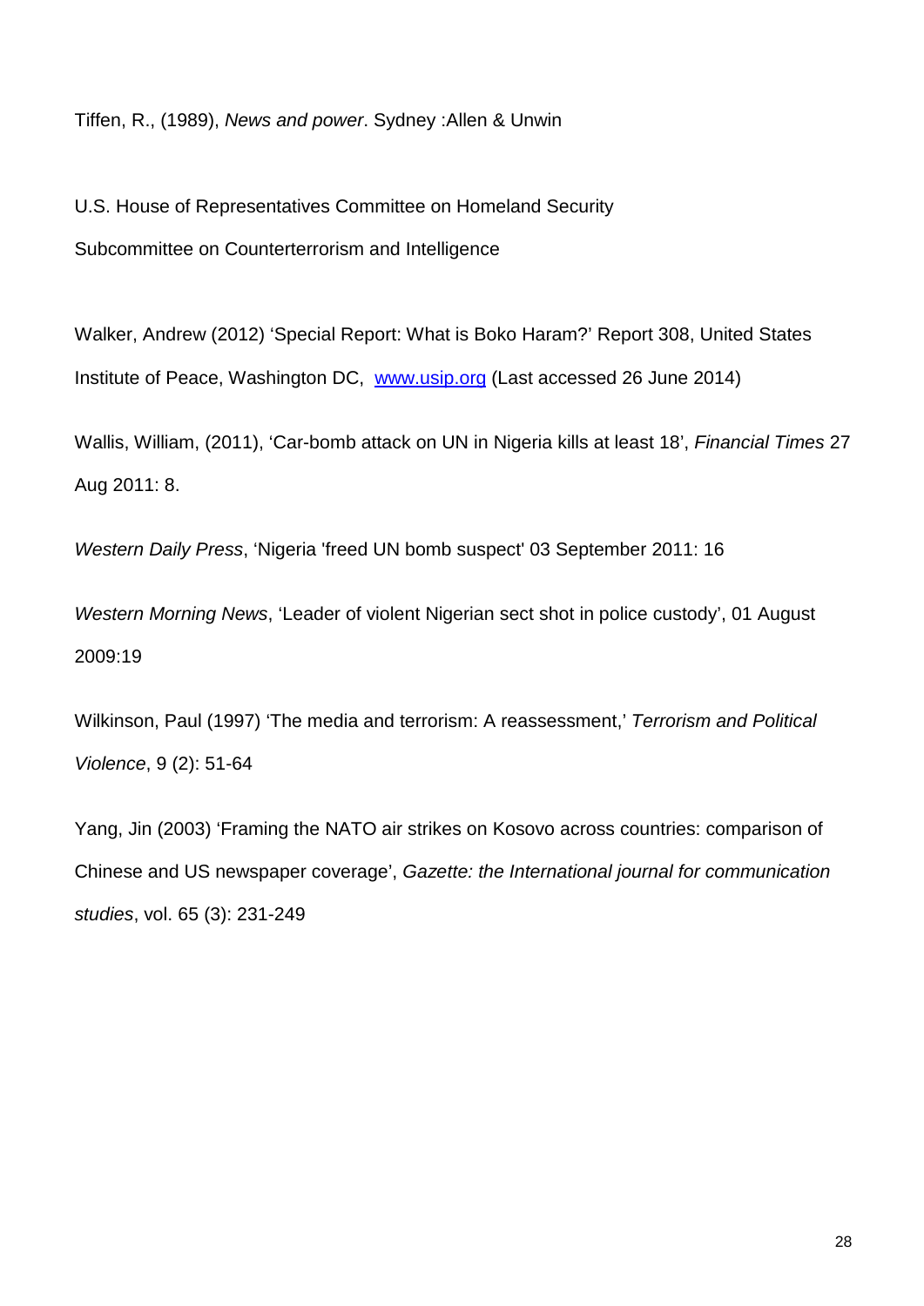Tiffen, R., (1989), *News and power*. Sydney :Allen & Unwin

U.S. House of Representatives Committee on Homeland Security

Subcommittee on Counterterrorism and Intelligence

Walker, Andrew (2012) 'Special Report: What is Boko Haram?' Report 308, United States Institute of Peace, Washington DC, [www.usip.org](www.usip.org) (Last accessed 26 June 2014)

Wallis, William, (2011), 'Car-bomb attack on UN in Nigeria kills at least 18', *Financial Times* 27 Aug 2011: 8.

*Western Daily Press*, 'Nigeria 'freed UN bomb suspect' 03 September 2011: 16

*Western Morning News*, 'Leader of violent Nigerian sect shot in police custody', 01 August 2009:19

Wilkinson, Paul (1997) 'The media and terrorism: A reassessment,' *Terrorism and Political Violence*, 9 (2): 51-64

Yang, Jin (2003) 'Framing the NATO air strikes on Kosovo across countries: comparison of Chinese and US newspaper coverage', *Gazette: the International journal for communication studies*, vol. 65 (3): 231-249